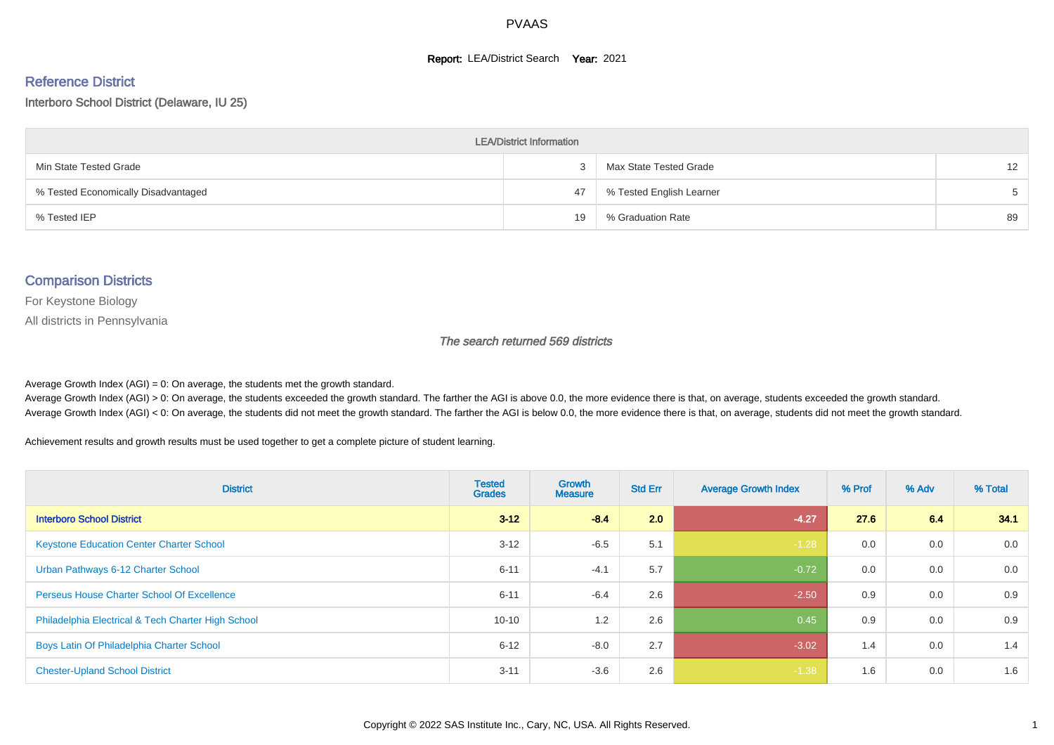# PVAAS

**Report:** LEA/District Search **Year:** 2021

## Reference District

Interboro School District (Delaware, IU 25)

| LEA/District Information | | | |
|---|---|---|---|
| Min State Tested Grade | 3 | Max State Tested Grade | 12 |
| % Tested Economically Disadvantaged | 47 | % Tested English Learner | 5 |
| % Tested IEP | 19 | % Graduation Rate | 89 |

## Comparison Districts

For Keystone Biology

All districts in Pennsylvania

*The search returned 569 districts*

Average Growth Index (AGI) = 0: On average, the students met the growth standard.
Average Growth Index (AGI) > 0: On average, the students exceeded the growth standard. The farther the AGI is above 0.0, the more evidence there is that, on average, students exceeded the growth standard.
Average Growth Index (AGI) < 0: On average, the students did not meet the growth standard. The farther the AGI is below 0.0, the more evidence there is that, on average, students did not meet the growth standard.

Achievement results and growth results must be used together to get a complete picture of student learning.

| District | Tested Grades | Growth Measure | Std Err | Average Growth Index | % Prof | % Adv | % Total |
|---|---|---|---|---|---|---|---|
| **Interboro School District** | **3-12** | **-8.4** | **2.0** | **-4.27** | **27.6** | **6.4** | **34.1** |
| Keystone Education Center Charter School | 3-12 | -6.5 | 5.1 | -1.28 | 0.0 | 0.0 | 0.0 |
| Urban Pathways 6-12 Charter School | 6-11 | -4.1 | 5.7 | -0.72 | 0.0 | 0.0 | 0.0 |
| Perseus House Charter School Of Excellence | 6-11 | -6.4 | 2.6 | -2.50 | 0.9 | 0.0 | 0.9 |
| Philadelphia Electrical & Tech Charter High School | 10-10 | 1.2 | 2.6 | 0.45 | 0.9 | 0.0 | 0.9 |
| Boys Latin Of Philadelphia Charter School | 6-12 | -8.0 | 2.7 | -3.02 | 1.4 | 0.0 | 1.4 |
| Chester-Upland School District | 3-11 | -3.6 | 2.6 | -1.38 | 1.6 | 0.0 | 1.6 |

Copyright © 2022 SAS Institute Inc., Cary, NC, USA. All Rights Reserved.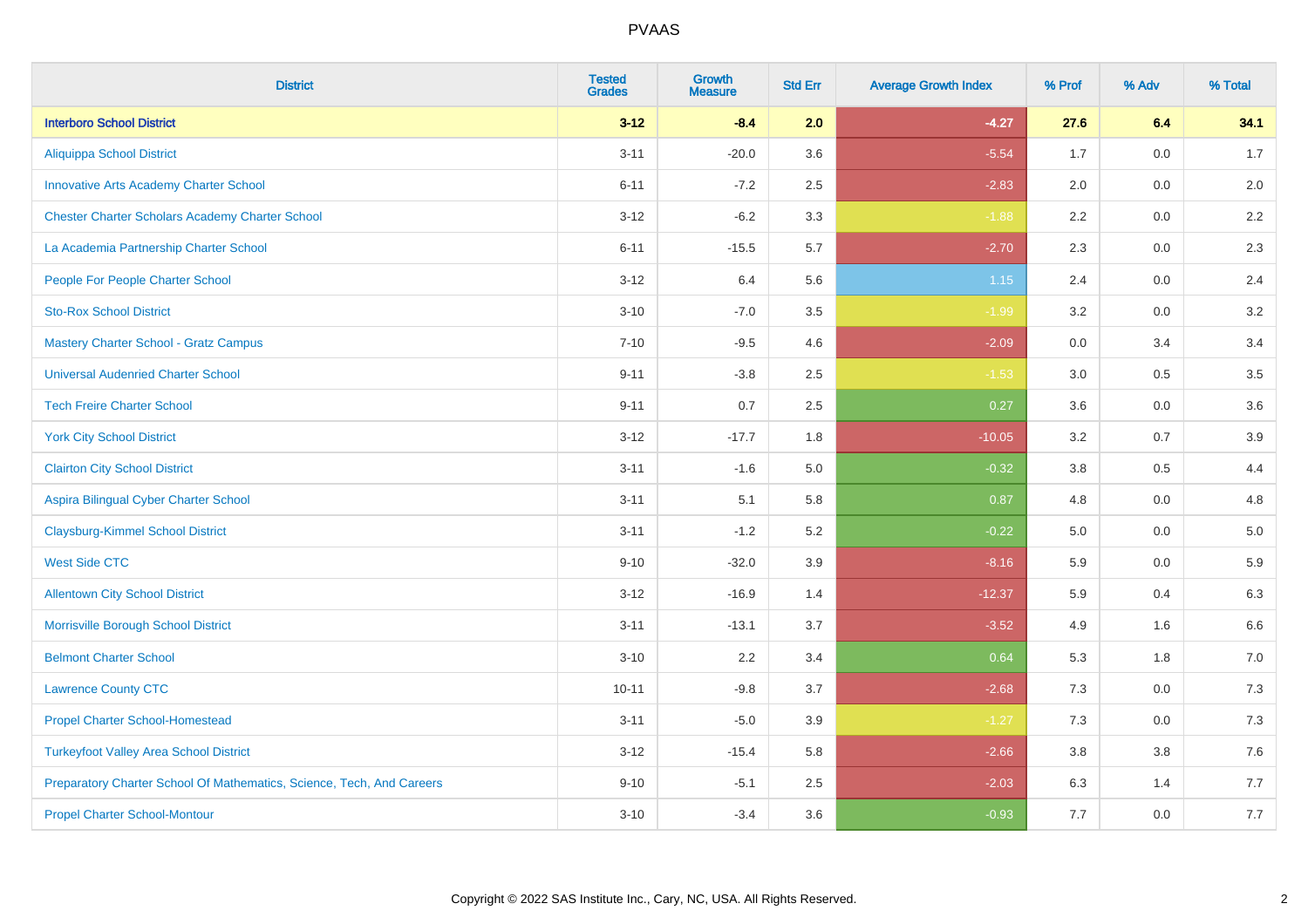| District | Tested Grades | Growth Measure | Std Err | Average Growth Index | % Prof | % Adv | % Total |
|---|---|---|---|---|---|---|---|
| **Interboro School District** | **3-12** | **-8.4** | **2.0** | **-4.27** | **27.6** | **6.4** | **34.1** |
| Aliquippa School District | 3-11 | -20.0 | 3.6 | -5.54 | 1.7 | 0.0 | 1.7 |
| Innovative Arts Academy Charter School | 6-11 | -7.2 | 2.5 | -2.83 | 2.0 | 0.0 | 2.0 |
| Chester Charter Scholars Academy Charter School | 3-12 | -6.2 | 3.3 | -1.88 | 2.2 | 0.0 | 2.2 |
| La Academia Partnership Charter School | 6-11 | -15.5 | 5.7 | -2.70 | 2.3 | 0.0 | 2.3 |
| People For People Charter School | 3-12 | 6.4 | 5.6 | 1.15 | 2.4 | 0.0 | 2.4 |
| Sto-Rox School District | 3-10 | -7.0 | 3.5 | -1.99 | 3.2 | 0.0 | 3.2 |
| Mastery Charter School - Gratz Campus | 7-10 | -9.5 | 4.6 | -2.09 | 0.0 | 3.4 | 3.4 |
| Universal Audenried Charter School | 9-11 | -3.8 | 2.5 | -1.53 | 3.0 | 0.5 | 3.5 |
| Tech Freire Charter School | 9-11 | 0.7 | 2.5 | 0.27 | 3.6 | 0.0 | 3.6 |
| York City School District | 3-12 | -17.7 | 1.8 | -10.05 | 3.2 | 0.7 | 3.9 |
| Clairton City School District | 3-11 | -1.6 | 5.0 | -0.32 | 3.8 | 0.5 | 4.4 |
| Aspira Bilingual Cyber Charter School | 3-11 | 5.1 | 5.8 | 0.87 | 4.8 | 0.0 | 4.8 |
| Claysburg-Kimmel School District | 3-11 | -1.2 | 5.2 | -0.22 | 5.0 | 0.0 | 5.0 |
| West Side CTC | 9-10 | -32.0 | 3.9 | -8.16 | 5.9 | 0.0 | 5.9 |
| Allentown City School District | 3-12 | -16.9 | 1.4 | -12.37 | 5.9 | 0.4 | 6.3 |
| Morrisville Borough School District | 3-11 | -13.1 | 3.7 | -3.52 | 4.9 | 1.6 | 6.6 |
| Belmont Charter School | 3-10 | 2.2 | 3.4 | 0.64 | 5.3 | 1.8 | 7.0 |
| Lawrence County CTC | 10-11 | -9.8 | 3.7 | -2.68 | 7.3 | 0.0 | 7.3 |
| Propel Charter School-Homestead | 3-11 | -5.0 | 3.9 | -1.27 | 7.3 | 0.0 | 7.3 |
| Turkeyfoot Valley Area School District | 3-12 | -15.4 | 5.8 | -2.66 | 3.8 | 3.8 | 7.6 |
| Preparatory Charter School Of Mathematics, Science, Tech, And Careers | 9-10 | -5.1 | 2.5 | -2.03 | 6.3 | 1.4 | 7.7 |
| Propel Charter School-Montour | 3-10 | -3.4 | 3.6 | -0.93 | 7.7 | 0.0 | 7.7 |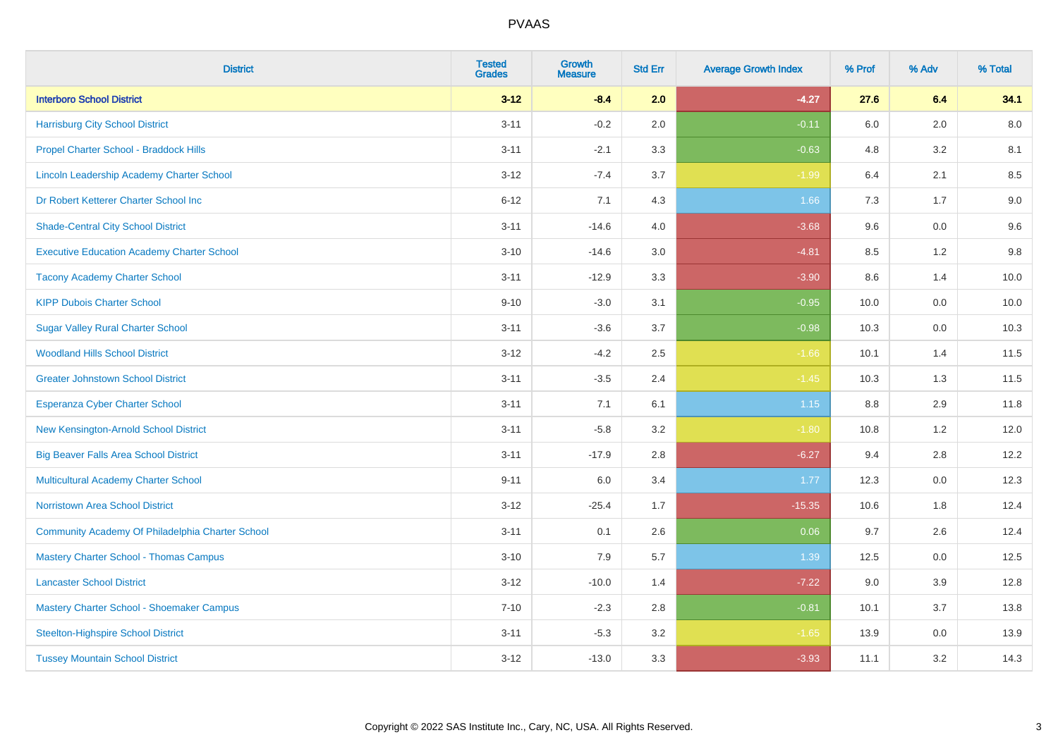| District | Tested Grades | Growth Measure | Std Err | Average Growth Index | % Prof | % Adv | % Total |
|---|---|---|---|---|---|---|---|
| **Interboro School District** | **3-12** | **-8.4** | **2.0** | **-4.27** | **27.6** | **6.4** | **34.1** |
| Harrisburg City School District | 3-11 | -0.2 | 2.0 | -0.11 | 6.0 | 2.0 | 8.0 |
| Propel Charter School - Braddock Hills | 3-11 | -2.1 | 3.3 | -0.63 | 4.8 | 3.2 | 8.1 |
| Lincoln Leadership Academy Charter School | 3-12 | -7.4 | 3.7 | -1.99 | 6.4 | 2.1 | 8.5 |
| Dr Robert Ketterer Charter School Inc | 6-12 | 7.1 | 4.3 | 1.66 | 7.3 | 1.7 | 9.0 |
| Shade-Central City School District | 3-11 | -14.6 | 4.0 | -3.68 | 9.6 | 0.0 | 9.6 |
| Executive Education Academy Charter School | 3-10 | -14.6 | 3.0 | -4.81 | 8.5 | 1.2 | 9.8 |
| Tacony Academy Charter School | 3-11 | -12.9 | 3.3 | -3.90 | 8.6 | 1.4 | 10.0 |
| KIPP Dubois Charter School | 9-10 | -3.0 | 3.1 | -0.95 | 10.0 | 0.0 | 10.0 |
| Sugar Valley Rural Charter School | 3-11 | -3.6 | 3.7 | -0.98 | 10.3 | 0.0 | 10.3 |
| Woodland Hills School District | 3-12 | -4.2 | 2.5 | -1.66 | 10.1 | 1.4 | 11.5 |
| Greater Johnstown School District | 3-11 | -3.5 | 2.4 | -1.45 | 10.3 | 1.3 | 11.5 |
| Esperanza Cyber Charter School | 3-11 | 7.1 | 6.1 | 1.15 | 8.8 | 2.9 | 11.8 |
| New Kensington-Arnold School District | 3-11 | -5.8 | 3.2 | -1.80 | 10.8 | 1.2 | 12.0 |
| Big Beaver Falls Area School District | 3-11 | -17.9 | 2.8 | -6.27 | 9.4 | 2.8 | 12.2 |
| Multicultural Academy Charter School | 9-11 | 6.0 | 3.4 | 1.77 | 12.3 | 0.0 | 12.3 |
| Norristown Area School District | 3-12 | -25.4 | 1.7 | -15.35 | 10.6 | 1.8 | 12.4 |
| Community Academy Of Philadelphia Charter School | 3-11 | 0.1 | 2.6 | 0.06 | 9.7 | 2.6 | 12.4 |
| Mastery Charter School - Thomas Campus | 3-10 | 7.9 | 5.7 | 1.39 | 12.5 | 0.0 | 12.5 |
| Lancaster School District | 3-12 | -10.0 | 1.4 | -7.22 | 9.0 | 3.9 | 12.8 |
| Mastery Charter School - Shoemaker Campus | 7-10 | -2.3 | 2.8 | -0.81 | 10.1 | 3.7 | 13.8 |
| Steelton-Highspire School District | 3-11 | -5.3 | 3.2 | -1.65 | 13.9 | 0.0 | 13.9 |
| Tussey Mountain School District | 3-12 | -13.0 | 3.3 | -3.93 | 11.1 | 3.2 | 14.3 |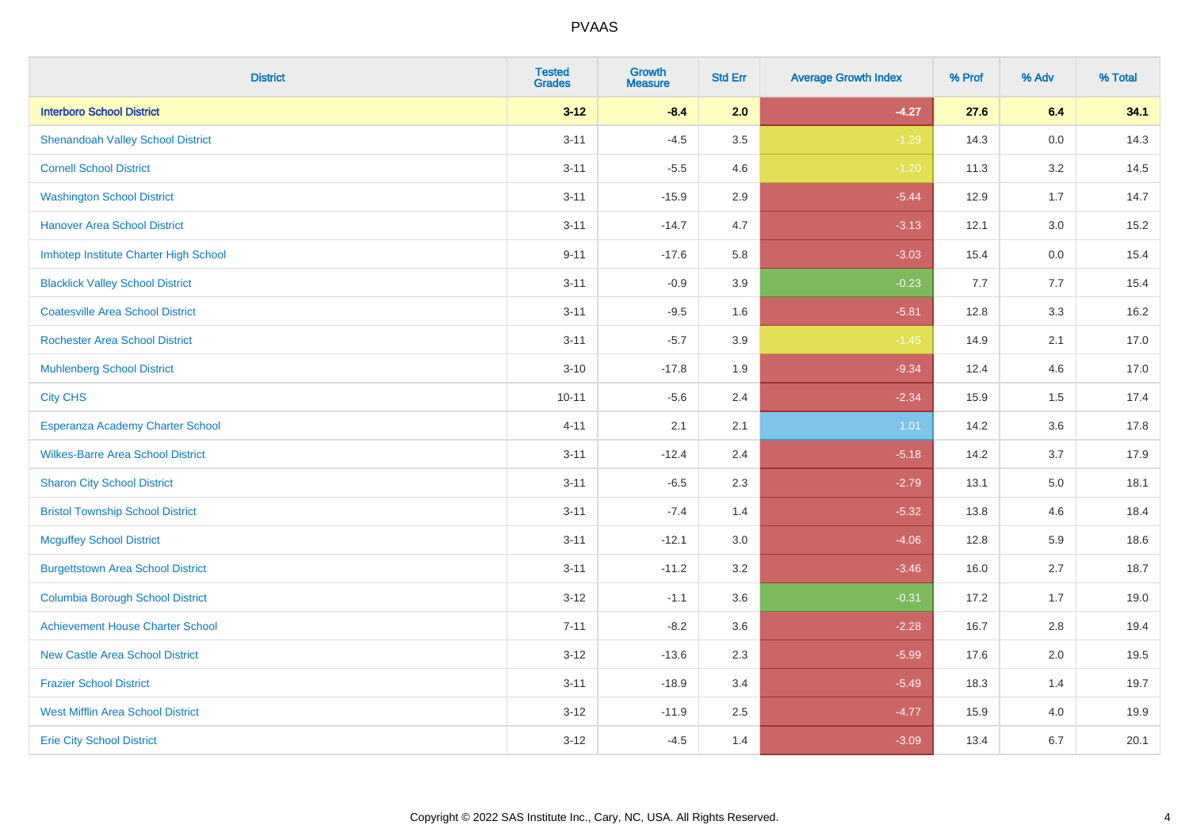# PVAAS

| District | Tested Grades | Growth Measure | Std Err | Average Growth Index | % Prof | % Adv | % Total |
|---|---|---|---|---|---|---|---|
| **Interboro School District** | **3-12** | **-8.4** | **2.0** | **-4.27** | **27.6** | **6.4** | **34.1** |
| Shenandoah Valley School District | 3-11 | -4.5 | 3.5 | -1.29 | 14.3 | 0.0 | 14.3 |
| Cornell School District | 3-11 | -5.5 | 4.6 | -1.20 | 11.3 | 3.2 | 14.5 |
| Washington School District | 3-11 | -15.9 | 2.9 | -5.44 | 12.9 | 1.7 | 14.7 |
| Hanover Area School District | 3-11 | -14.7 | 4.7 | -3.13 | 12.1 | 3.0 | 15.2 |
| Imhotep Institute Charter High School | 9-11 | -17.6 | 5.8 | -3.03 | 15.4 | 0.0 | 15.4 |
| Blacklick Valley School District | 3-11 | -0.9 | 3.9 | -0.23 | 7.7 | 7.7 | 15.4 |
| Coatesville Area School District | 3-11 | -9.5 | 1.6 | -5.81 | 12.8 | 3.3 | 16.2 |
| Rochester Area School District | 3-11 | -5.7 | 3.9 | -1.45 | 14.9 | 2.1 | 17.0 |
| Muhlenberg School District | 3-10 | -17.8 | 1.9 | -9.34 | 12.4 | 4.6 | 17.0 |
| City CHS | 10-11 | -5.6 | 2.4 | -2.34 | 15.9 | 1.5 | 17.4 |
| Esperanza Academy Charter School | 4-11 | 2.1 | 2.1 | 1.01 | 14.2 | 3.6 | 17.8 |
| Wilkes-Barre Area School District | 3-11 | -12.4 | 2.4 | -5.18 | 14.2 | 3.7 | 17.9 |
| Sharon City School District | 3-11 | -6.5 | 2.3 | -2.79 | 13.1 | 5.0 | 18.1 |
| Bristol Township School District | 3-11 | -7.4 | 1.4 | -5.32 | 13.8 | 4.6 | 18.4 |
| Mcguffey School District | 3-11 | -12.1 | 3.0 | -4.06 | 12.8 | 5.9 | 18.6 |
| Burgettstown Area School District | 3-11 | -11.2 | 3.2 | -3.46 | 16.0 | 2.7 | 18.7 |
| Columbia Borough School District | 3-12 | -1.1 | 3.6 | -0.31 | 17.2 | 1.7 | 19.0 |
| Achievement House Charter School | 7-11 | -8.2 | 3.6 | -2.28 | 16.7 | 2.8 | 19.4 |
| New Castle Area School District | 3-12 | -13.6 | 2.3 | -5.99 | 17.6 | 2.0 | 19.5 |
| Frazier School District | 3-11 | -18.9 | 3.4 | -5.49 | 18.3 | 1.4 | 19.7 |
| West Mifflin Area School District | 3-12 | -11.9 | 2.5 | -4.77 | 15.9 | 4.0 | 19.9 |
| Erie City School District | 3-12 | -4.5 | 1.4 | -3.09 | 13.4 | 6.7 | 20.1 |

Copyright © 2022 SAS Institute Inc., Cary, NC, USA. All Rights Reserved.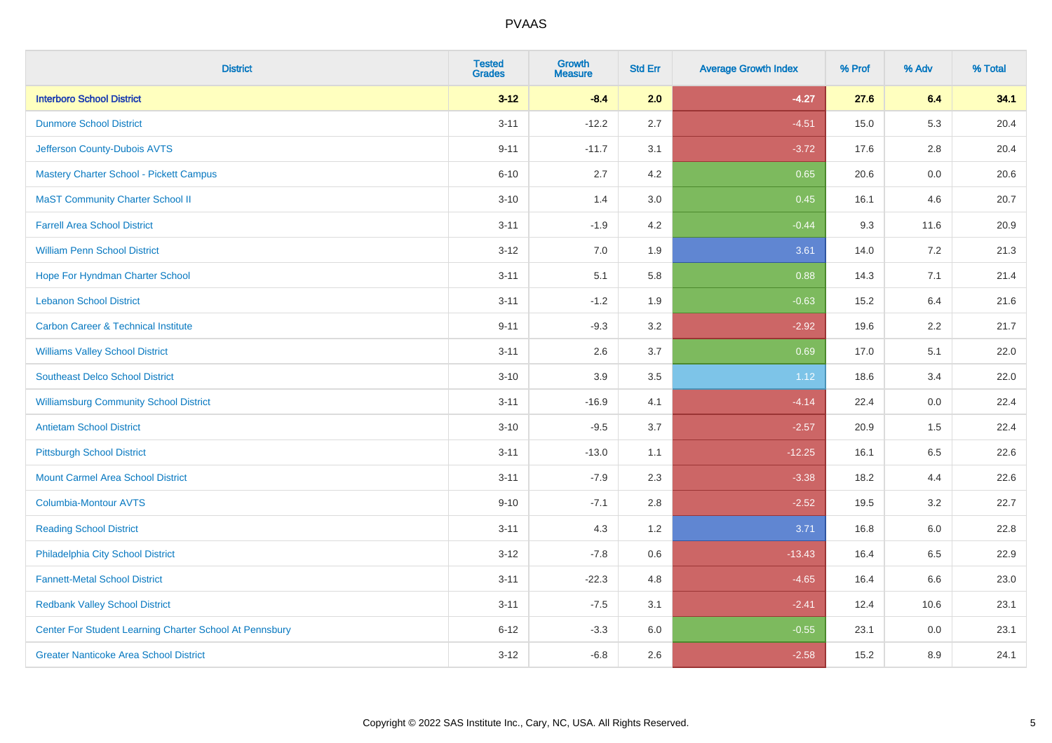# PVAAS

| District | Tested Grades | Growth Measure | Std Err | Average Growth Index | % Prof | % Adv | % Total |
|---|---|---|---|---|---|---|---|
| **Interboro School District** | **3-12** | **-8.4** | **2.0** | **-4.27** | **27.6** | **6.4** | **34.1** |
| Dunmore School District | 3-11 | -12.2 | 2.7 | -4.51 | 15.0 | 5.3 | 20.4 |
| Jefferson County-Dubois AVTS | 9-11 | -11.7 | 3.1 | -3.72 | 17.6 | 2.8 | 20.4 |
| Mastery Charter School - Pickett Campus | 6-10 | 2.7 | 4.2 | 0.65 | 20.6 | 0.0 | 20.6 |
| MaST Community Charter School II | 3-10 | 1.4 | 3.0 | 0.45 | 16.1 | 4.6 | 20.7 |
| Farrell Area School District | 3-11 | -1.9 | 4.2 | -0.44 | 9.3 | 11.6 | 20.9 |
| William Penn School District | 3-12 | 7.0 | 1.9 | 3.61 | 14.0 | 7.2 | 21.3 |
| Hope For Hyndman Charter School | 3-11 | 5.1 | 5.8 | 0.88 | 14.3 | 7.1 | 21.4 |
| Lebanon School District | 3-11 | -1.2 | 1.9 | -0.63 | 15.2 | 6.4 | 21.6 |
| Carbon Career & Technical Institute | 9-11 | -9.3 | 3.2 | -2.92 | 19.6 | 2.2 | 21.7 |
| Williams Valley School District | 3-11 | 2.6 | 3.7 | 0.69 | 17.0 | 5.1 | 22.0 |
| Southeast Delco School District | 3-10 | 3.9 | 3.5 | 1.12 | 18.6 | 3.4 | 22.0 |
| Williamsburg Community School District | 3-11 | -16.9 | 4.1 | -4.14 | 22.4 | 0.0 | 22.4 |
| Antietam School District | 3-10 | -9.5 | 3.7 | -2.57 | 20.9 | 1.5 | 22.4 |
| Pittsburgh School District | 3-11 | -13.0 | 1.1 | -12.25 | 16.1 | 6.5 | 22.6 |
| Mount Carmel Area School District | 3-11 | -7.9 | 2.3 | -3.38 | 18.2 | 4.4 | 22.6 |
| Columbia-Montour AVTS | 9-10 | -7.1 | 2.8 | -2.52 | 19.5 | 3.2 | 22.7 |
| Reading School District | 3-11 | 4.3 | 1.2 | 3.71 | 16.8 | 6.0 | 22.8 |
| Philadelphia City School District | 3-12 | -7.8 | 0.6 | -13.43 | 16.4 | 6.5 | 22.9 |
| Fannett-Metal School District | 3-11 | -22.3 | 4.8 | -4.65 | 16.4 | 6.6 | 23.0 |
| Redbank Valley School District | 3-11 | -7.5 | 3.1 | -2.41 | 12.4 | 10.6 | 23.1 |
| Center For Student Learning Charter School At Pennsbury | 6-12 | -3.3 | 6.0 | -0.55 | 23.1 | 0.0 | 23.1 |
| Greater Nanticoke Area School District | 3-12 | -6.8 | 2.6 | -2.58 | 15.2 | 8.9 | 24.1 |

Copyright © 2022 SAS Institute Inc., Cary, NC, USA. All Rights Reserved.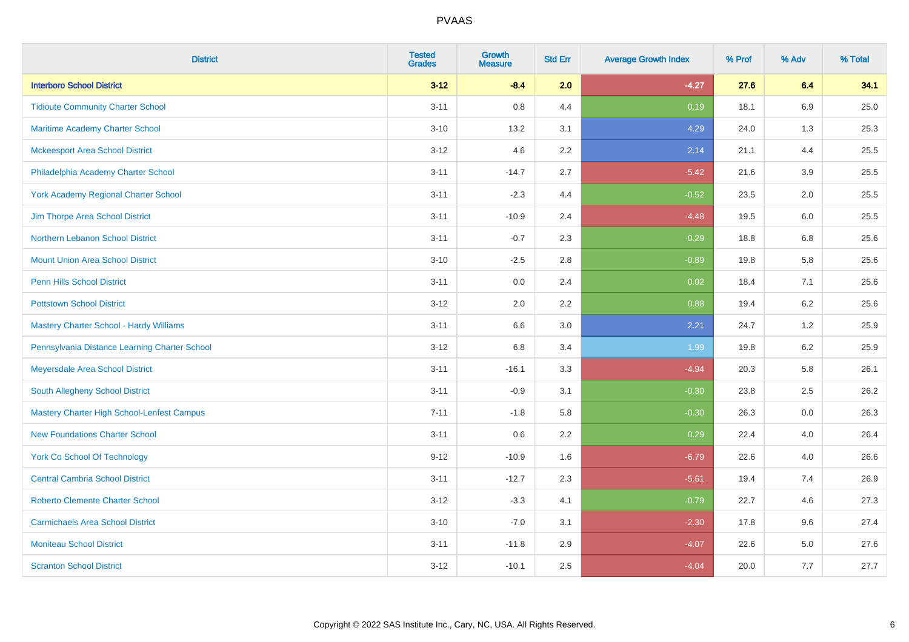| District | Tested Grades | Growth Measure | Std Err | Average Growth Index | % Prof | % Adv | % Total |
|---|---|---|---|---|---|---|---|
| **Interboro School District** | **3-12** | **-8.4** | **2.0** | **-4.27** | **27.6** | **6.4** | **34.1** |
| Tidioute Community Charter School | 3-11 | 0.8 | 4.4 | 0.19 | 18.1 | 6.9 | 25.0 |
| Maritime Academy Charter School | 3-10 | 13.2 | 3.1 | 4.29 | 24.0 | 1.3 | 25.3 |
| Mckeesport Area School District | 3-12 | 4.6 | 2.2 | 2.14 | 21.1 | 4.4 | 25.5 |
| Philadelphia Academy Charter School | 3-11 | -14.7 | 2.7 | -5.42 | 21.6 | 3.9 | 25.5 |
| York Academy Regional Charter School | 3-11 | -2.3 | 4.4 | -0.52 | 23.5 | 2.0 | 25.5 |
| Jim Thorpe Area School District | 3-11 | -10.9 | 2.4 | -4.48 | 19.5 | 6.0 | 25.5 |
| Northern Lebanon School District | 3-11 | -0.7 | 2.3 | -0.29 | 18.8 | 6.8 | 25.6 |
| Mount Union Area School District | 3-10 | -2.5 | 2.8 | -0.89 | 19.8 | 5.8 | 25.6 |
| Penn Hills School District | 3-11 | 0.0 | 2.4 | 0.02 | 18.4 | 7.1 | 25.6 |
| Pottstown School District | 3-12 | 2.0 | 2.2 | 0.88 | 19.4 | 6.2 | 25.6 |
| Mastery Charter School - Hardy Williams | 3-11 | 6.6 | 3.0 | 2.21 | 24.7 | 1.2 | 25.9 |
| Pennsylvania Distance Learning Charter School | 3-12 | 6.8 | 3.4 | 1.99 | 19.8 | 6.2 | 25.9 |
| Meyersdale Area School District | 3-11 | -16.1 | 3.3 | -4.94 | 20.3 | 5.8 | 26.1 |
| South Allegheny School District | 3-11 | -0.9 | 3.1 | -0.30 | 23.8 | 2.5 | 26.2 |
| Mastery Charter High School-Lenfest Campus | 7-11 | -1.8 | 5.8 | -0.30 | 26.3 | 0.0 | 26.3 |
| New Foundations Charter School | 3-11 | 0.6 | 2.2 | 0.29 | 22.4 | 4.0 | 26.4 |
| York Co School Of Technology | 9-12 | -10.9 | 1.6 | -6.79 | 22.6 | 4.0 | 26.6 |
| Central Cambria School District | 3-11 | -12.7 | 2.3 | -5.61 | 19.4 | 7.4 | 26.9 |
| Roberto Clemente Charter School | 3-12 | -3.3 | 4.1 | -0.79 | 22.7 | 4.6 | 27.3 |
| Carmichaels Area School District | 3-10 | -7.0 | 3.1 | -2.30 | 17.8 | 9.6 | 27.4 |
| Moniteau School District | 3-11 | -11.8 | 2.9 | -4.07 | 22.6 | 5.0 | 27.6 |
| Scranton School District | 3-12 | -10.1 | 2.5 | -4.04 | 20.0 | 7.7 | 27.7 |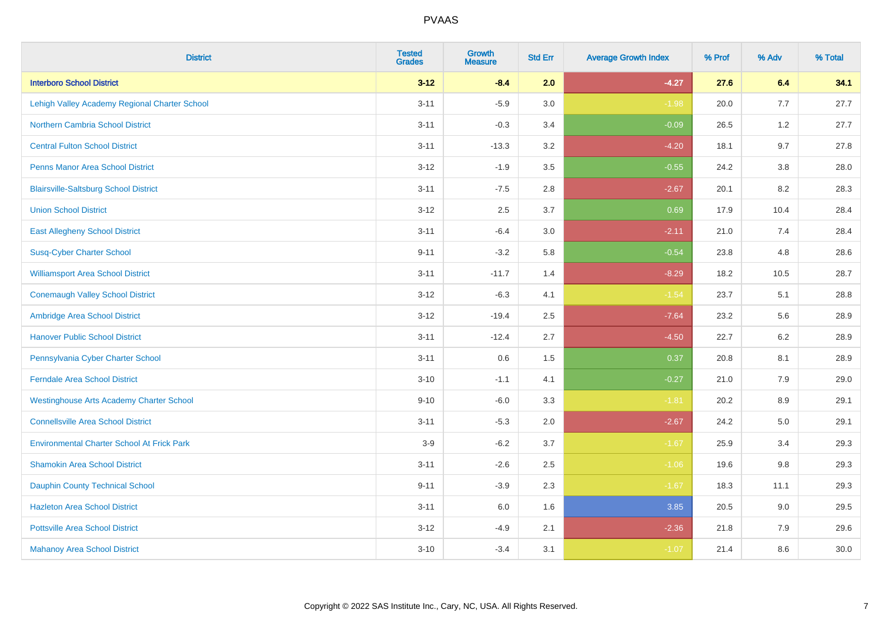# PVAAS

| District | Tested Grades | Growth Measure | Std Err | Average Growth Index | % Prof | % Adv | % Total |
|---|---|---|---|---|---|---|---|
| **Interboro School District** | **3-12** | **-8.4** | **2.0** | **-4.27** | **27.6** | **6.4** | **34.1** |
| Lehigh Valley Academy Regional Charter School | 3-11 | -5.9 | 3.0 | -1.98 | 20.0 | 7.7 | 27.7 |
| Northern Cambria School District | 3-11 | -0.3 | 3.4 | -0.09 | 26.5 | 1.2 | 27.7 |
| Central Fulton School District | 3-11 | -13.3 | 3.2 | -4.20 | 18.1 | 9.7 | 27.8 |
| Penns Manor Area School District | 3-12 | -1.9 | 3.5 | -0.55 | 24.2 | 3.8 | 28.0 |
| Blairsville-Saltsburg School District | 3-11 | -7.5 | 2.8 | -2.67 | 20.1 | 8.2 | 28.3 |
| Union School District | 3-12 | 2.5 | 3.7 | 0.69 | 17.9 | 10.4 | 28.4 |
| East Allegheny School District | 3-11 | -6.4 | 3.0 | -2.11 | 21.0 | 7.4 | 28.4 |
| Susq-Cyber Charter School | 9-11 | -3.2 | 5.8 | -0.54 | 23.8 | 4.8 | 28.6 |
| Williamsport Area School District | 3-11 | -11.7 | 1.4 | -8.29 | 18.2 | 10.5 | 28.7 |
| Conemaugh Valley School District | 3-12 | -6.3 | 4.1 | -1.54 | 23.7 | 5.1 | 28.8 |
| Ambridge Area School District | 3-12 | -19.4 | 2.5 | -7.64 | 23.2 | 5.6 | 28.9 |
| Hanover Public School District | 3-11 | -12.4 | 2.7 | -4.50 | 22.7 | 6.2 | 28.9 |
| Pennsylvania Cyber Charter School | 3-11 | 0.6 | 1.5 | 0.37 | 20.8 | 8.1 | 28.9 |
| Ferndale Area School District | 3-10 | -1.1 | 4.1 | -0.27 | 21.0 | 7.9 | 29.0 |
| Westinghouse Arts Academy Charter School | 9-10 | -6.0 | 3.3 | -1.81 | 20.2 | 8.9 | 29.1 |
| Connellsville Area School District | 3-11 | -5.3 | 2.0 | -2.67 | 24.2 | 5.0 | 29.1 |
| Environmental Charter School At Frick Park | 3-9 | -6.2 | 3.7 | -1.67 | 25.9 | 3.4 | 29.3 |
| Shamokin Area School District | 3-11 | -2.6 | 2.5 | -1.06 | 19.6 | 9.8 | 29.3 |
| Dauphin County Technical School | 9-11 | -3.9 | 2.3 | -1.67 | 18.3 | 11.1 | 29.3 |
| Hazleton Area School District | 3-11 | 6.0 | 1.6 | 3.85 | 20.5 | 9.0 | 29.5 |
| Pottsville Area School District | 3-12 | -4.9 | 2.1 | -2.36 | 21.8 | 7.9 | 29.6 |
| Mahanoy Area School District | 3-10 | -3.4 | 3.1 | -1.07 | 21.4 | 8.6 | 30.0 |

Copyright © 2022 SAS Institute Inc., Cary, NC, USA. All Rights Reserved.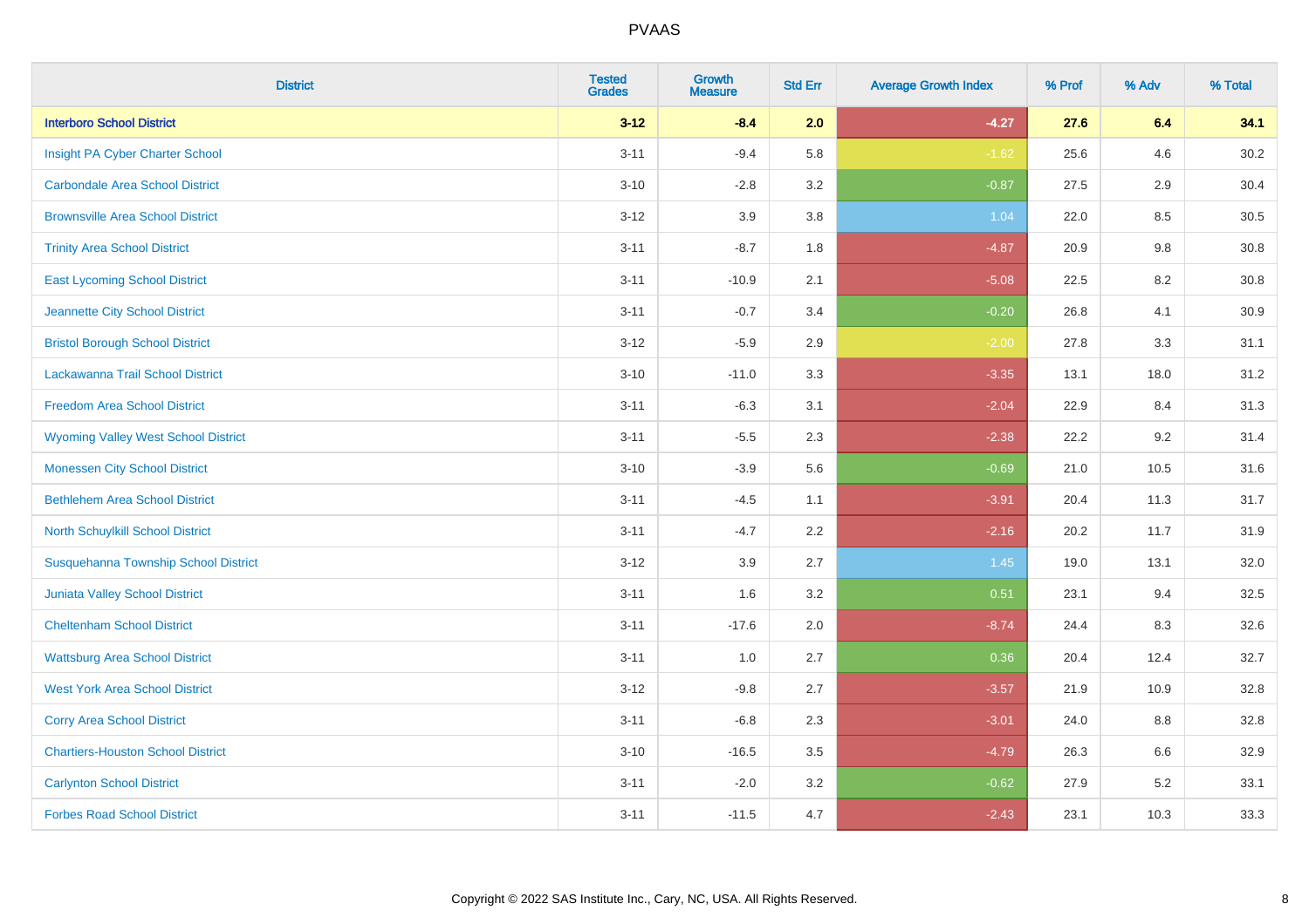# PVAAS

| District | Tested Grades | Growth Measure | Std Err | Average Growth Index | % Prof | % Adv | % Total |
|---|---|---|---|---|---|---|---|
| **Interboro School District** | **3-12** | **-8.4** | **2.0** | **-4.27** | **27.6** | **6.4** | **34.1** |
| Insight PA Cyber Charter School | 3-11 | -9.4 | 5.8 | -1.62 | 25.6 | 4.6 | 30.2 |
| Carbondale Area School District | 3-10 | -2.8 | 3.2 | -0.87 | 27.5 | 2.9 | 30.4 |
| Brownsville Area School District | 3-12 | 3.9 | 3.8 | 1.04 | 22.0 | 8.5 | 30.5 |
| Trinity Area School District | 3-11 | -8.7 | 1.8 | -4.87 | 20.9 | 9.8 | 30.8 |
| East Lycoming School District | 3-11 | -10.9 | 2.1 | -5.08 | 22.5 | 8.2 | 30.8 |
| Jeannette City School District | 3-11 | -0.7 | 3.4 | -0.20 | 26.8 | 4.1 | 30.9 |
| Bristol Borough School District | 3-12 | -5.9 | 2.9 | -2.00 | 27.8 | 3.3 | 31.1 |
| Lackawanna Trail School District | 3-10 | -11.0 | 3.3 | -3.35 | 13.1 | 18.0 | 31.2 |
| Freedom Area School District | 3-11 | -6.3 | 3.1 | -2.04 | 22.9 | 8.4 | 31.3 |
| Wyoming Valley West School District | 3-11 | -5.5 | 2.3 | -2.38 | 22.2 | 9.2 | 31.4 |
| Monessen City School District | 3-10 | -3.9 | 5.6 | -0.69 | 21.0 | 10.5 | 31.6 |
| Bethlehem Area School District | 3-11 | -4.5 | 1.1 | -3.91 | 20.4 | 11.3 | 31.7 |
| North Schuylkill School District | 3-11 | -4.7 | 2.2 | -2.16 | 20.2 | 11.7 | 31.9 |
| Susquehanna Township School District | 3-12 | 3.9 | 2.7 | 1.45 | 19.0 | 13.1 | 32.0 |
| Juniata Valley School District | 3-11 | 1.6 | 3.2 | 0.51 | 23.1 | 9.4 | 32.5 |
| Cheltenham School District | 3-11 | -17.6 | 2.0 | -8.74 | 24.4 | 8.3 | 32.6 |
| Wattsburg Area School District | 3-11 | 1.0 | 2.7 | 0.36 | 20.4 | 12.4 | 32.7 |
| West York Area School District | 3-12 | -9.8 | 2.7 | -3.57 | 21.9 | 10.9 | 32.8 |
| Corry Area School District | 3-11 | -6.8 | 2.3 | -3.01 | 24.0 | 8.8 | 32.8 |
| Chartiers-Houston School District | 3-10 | -16.5 | 3.5 | -4.79 | 26.3 | 6.6 | 32.9 |
| Carlynton School District | 3-11 | -2.0 | 3.2 | -0.62 | 27.9 | 5.2 | 33.1 |
| Forbes Road School District | 3-11 | -11.5 | 4.7 | -2.43 | 23.1 | 10.3 | 33.3 |

Copyright © 2022 SAS Institute Inc., Cary, NC, USA. All Rights Reserved.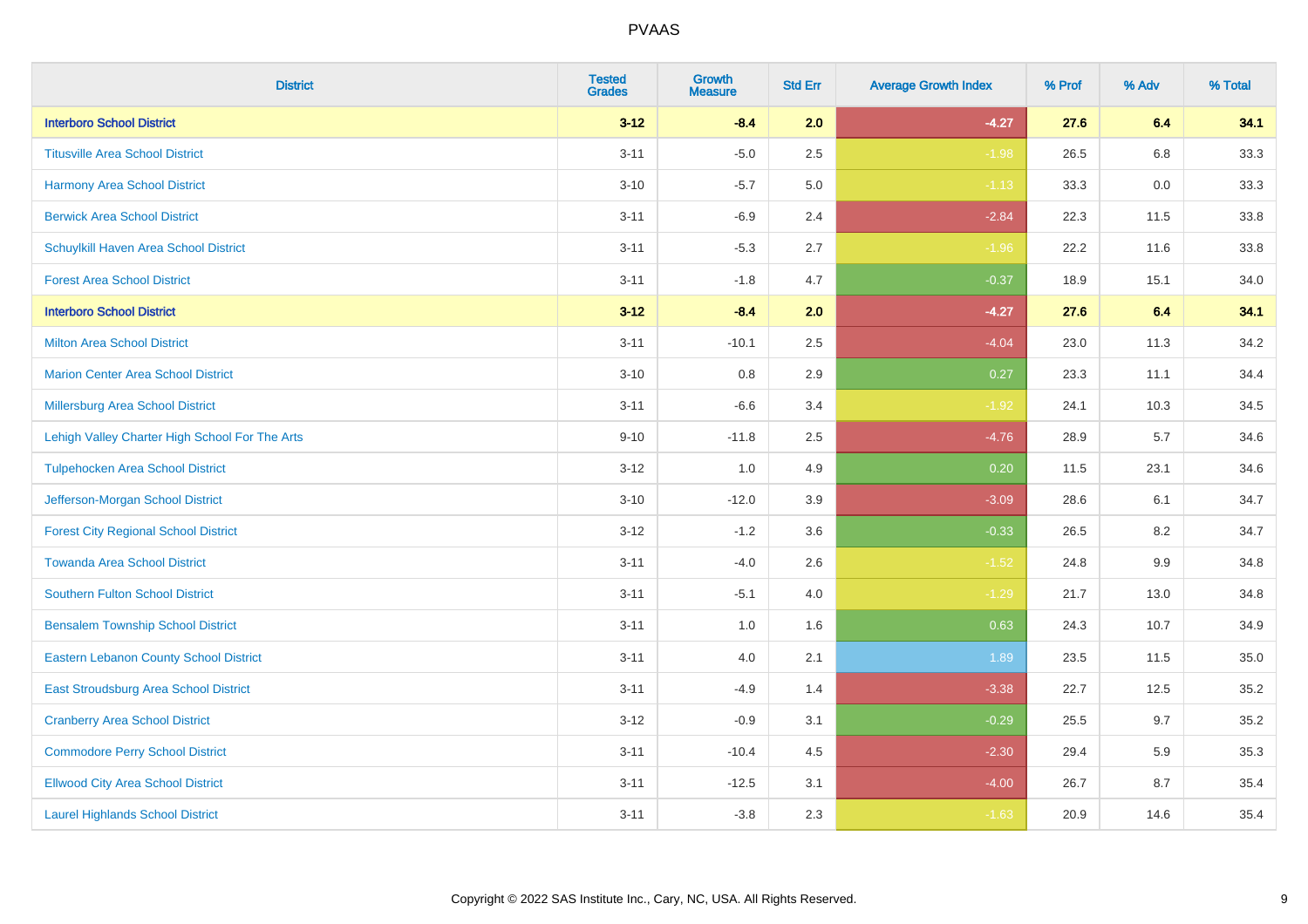PVAAS

| District | Tested Grades | Growth Measure | Std Err | Average Growth Index | % Prof | % Adv | % Total |
|---|---|---|---|---|---|---|---|
| **Interboro School District** | **3-12** | **-8.4** | **2.0** | **-4.27** | **27.6** | **6.4** | **34.1** |
| Titusville Area School District | 3-11 | -5.0 | 2.5 | -1.98 | 26.5 | 6.8 | 33.3 |
| Harmony Area School District | 3-10 | -5.7 | 5.0 | -1.13 | 33.3 | 0.0 | 33.3 |
| Berwick Area School District | 3-11 | -6.9 | 2.4 | -2.84 | 22.3 | 11.5 | 33.8 |
| Schuylkill Haven Area School District | 3-11 | -5.3 | 2.7 | -1.96 | 22.2 | 11.6 | 33.8 |
| Forest Area School District | 3-11 | -1.8 | 4.7 | -0.37 | 18.9 | 15.1 | 34.0 |
| **Interboro School District** | **3-12** | **-8.4** | **2.0** | **-4.27** | **27.6** | **6.4** | **34.1** |
| Milton Area School District | 3-11 | -10.1 | 2.5 | -4.04 | 23.0 | 11.3 | 34.2 |
| Marion Center Area School District | 3-10 | 0.8 | 2.9 | 0.27 | 23.3 | 11.1 | 34.4 |
| Millersburg Area School District | 3-11 | -6.6 | 3.4 | -1.92 | 24.1 | 10.3 | 34.5 |
| Lehigh Valley Charter High School For The Arts | 9-10 | -11.8 | 2.5 | -4.76 | 28.9 | 5.7 | 34.6 |
| Tulpehocken Area School District | 3-12 | 1.0 | 4.9 | 0.20 | 11.5 | 23.1 | 34.6 |
| Jefferson-Morgan School District | 3-10 | -12.0 | 3.9 | -3.09 | 28.6 | 6.1 | 34.7 |
| Forest City Regional School District | 3-12 | -1.2 | 3.6 | -0.33 | 26.5 | 8.2 | 34.7 |
| Towanda Area School District | 3-11 | -4.0 | 2.6 | -1.52 | 24.8 | 9.9 | 34.8 |
| Southern Fulton School District | 3-11 | -5.1 | 4.0 | -1.29 | 21.7 | 13.0 | 34.8 |
| Bensalem Township School District | 3-11 | 1.0 | 1.6 | 0.63 | 24.3 | 10.7 | 34.9 |
| Eastern Lebanon County School District | 3-11 | 4.0 | 2.1 | 1.89 | 23.5 | 11.5 | 35.0 |
| East Stroudsburg Area School District | 3-11 | -4.9 | 1.4 | -3.38 | 22.7 | 12.5 | 35.2 |
| Cranberry Area School District | 3-12 | -0.9 | 3.1 | -0.29 | 25.5 | 9.7 | 35.2 |
| Commodore Perry School District | 3-11 | -10.4 | 4.5 | -2.30 | 29.4 | 5.9 | 35.3 |
| Ellwood City Area School District | 3-11 | -12.5 | 3.1 | -4.00 | 26.7 | 8.7 | 35.4 |
| Laurel Highlands School District | 3-11 | -3.8 | 2.3 | -1.63 | 20.9 | 14.6 | 35.4 |

Copyright © 2022 SAS Institute Inc., Cary, NC, USA. All Rights Reserved.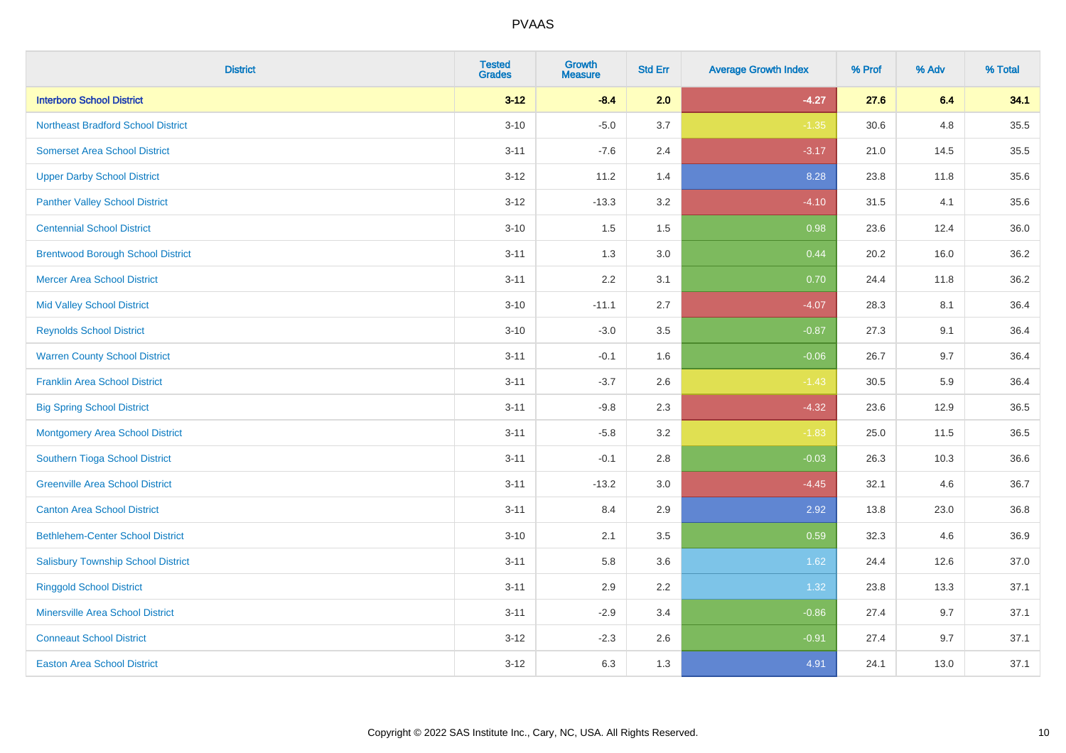| District | Tested Grades | Growth Measure | Std Err | Average Growth Index | % Prof | % Adv | % Total |
|---|---|---|---|---|---|---|---|
| **Interboro School District** | **3-12** | **-8.4** | **2.0** | **-4.27** | **27.6** | **6.4** | **34.1** |
| Northeast Bradford School District | 3-10 | -5.0 | 3.7 | -1.35 | 30.6 | 4.8 | 35.5 |
| Somerset Area School District | 3-11 | -7.6 | 2.4 | -3.17 | 21.0 | 14.5 | 35.5 |
| Upper Darby School District | 3-12 | 11.2 | 1.4 | 8.28 | 23.8 | 11.8 | 35.6 |
| Panther Valley School District | 3-12 | -13.3 | 3.2 | -4.10 | 31.5 | 4.1 | 35.6 |
| Centennial School District | 3-10 | 1.5 | 1.5 | 0.98 | 23.6 | 12.4 | 36.0 |
| Brentwood Borough School District | 3-11 | 1.3 | 3.0 | 0.44 | 20.2 | 16.0 | 36.2 |
| Mercer Area School District | 3-11 | 2.2 | 3.1 | 0.70 | 24.4 | 11.8 | 36.2 |
| Mid Valley School District | 3-10 | -11.1 | 2.7 | -4.07 | 28.3 | 8.1 | 36.4 |
| Reynolds School District | 3-10 | -3.0 | 3.5 | -0.87 | 27.3 | 9.1 | 36.4 |
| Warren County School District | 3-11 | -0.1 | 1.6 | -0.06 | 26.7 | 9.7 | 36.4 |
| Franklin Area School District | 3-11 | -3.7 | 2.6 | -1.43 | 30.5 | 5.9 | 36.4 |
| Big Spring School District | 3-11 | -9.8 | 2.3 | -4.32 | 23.6 | 12.9 | 36.5 |
| Montgomery Area School District | 3-11 | -5.8 | 3.2 | -1.83 | 25.0 | 11.5 | 36.5 |
| Southern Tioga School District | 3-11 | -0.1 | 2.8 | -0.03 | 26.3 | 10.3 | 36.6 |
| Greenville Area School District | 3-11 | -13.2 | 3.0 | -4.45 | 32.1 | 4.6 | 36.7 |
| Canton Area School District | 3-11 | 8.4 | 2.9 | 2.92 | 13.8 | 23.0 | 36.8 |
| Bethlehem-Center School District | 3-10 | 2.1 | 3.5 | 0.59 | 32.3 | 4.6 | 36.9 |
| Salisbury Township School District | 3-11 | 5.8 | 3.6 | 1.62 | 24.4 | 12.6 | 37.0 |
| Ringgold School District | 3-11 | 2.9 | 2.2 | 1.32 | 23.8 | 13.3 | 37.1 |
| Minersville Area School District | 3-11 | -2.9 | 3.4 | -0.86 | 27.4 | 9.7 | 37.1 |
| Conneaut School District | 3-12 | -2.3 | 2.6 | -0.91 | 27.4 | 9.7 | 37.1 |
| Easton Area School District | 3-12 | 6.3 | 1.3 | 4.91 | 24.1 | 13.0 | 37.1 |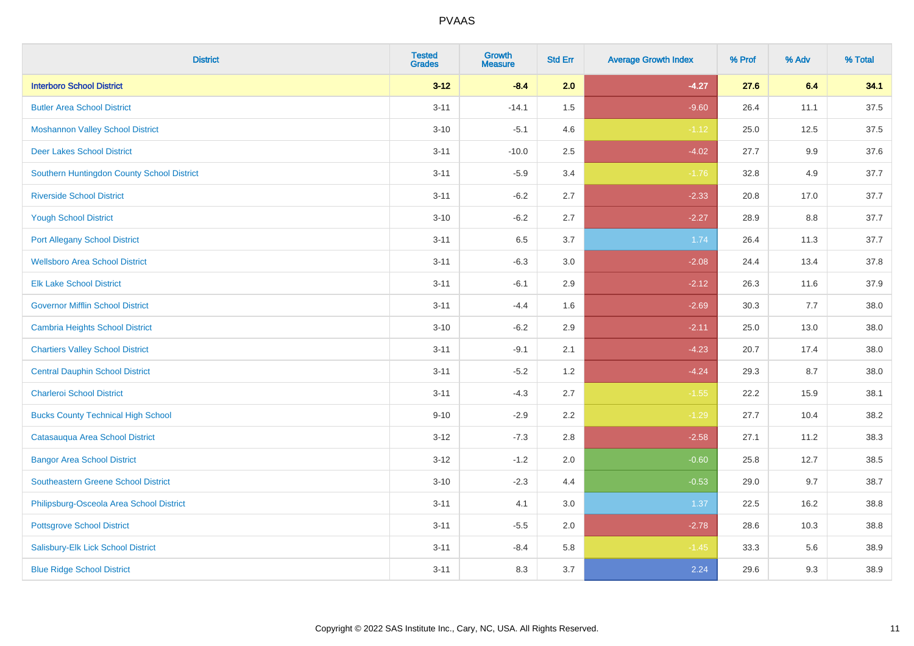| District | Tested Grades | Growth Measure | Std Err | Average Growth Index | % Prof | % Adv | % Total |
|---|---|---|---|---|---|---|---|
| **Interboro School District** | **3-12** | **-8.4** | **2.0** | **-4.27** | **27.6** | **6.4** | **34.1** |
| Butler Area School District | 3-11 | -14.1 | 1.5 | -9.60 | 26.4 | 11.1 | 37.5 |
| Moshannon Valley School District | 3-10 | -5.1 | 4.6 | -1.12 | 25.0 | 12.5 | 37.5 |
| Deer Lakes School District | 3-11 | -10.0 | 2.5 | -4.02 | 27.7 | 9.9 | 37.6 |
| Southern Huntingdon County School District | 3-11 | -5.9 | 3.4 | -1.76 | 32.8 | 4.9 | 37.7 |
| Riverside School District | 3-11 | -6.2 | 2.7 | -2.33 | 20.8 | 17.0 | 37.7 |
| Yough School District | 3-10 | -6.2 | 2.7 | -2.27 | 28.9 | 8.8 | 37.7 |
| Port Allegany School District | 3-11 | 6.5 | 3.7 | 1.74 | 26.4 | 11.3 | 37.7 |
| Wellsboro Area School District | 3-11 | -6.3 | 3.0 | -2.08 | 24.4 | 13.4 | 37.8 |
| Elk Lake School District | 3-11 | -6.1 | 2.9 | -2.12 | 26.3 | 11.6 | 37.9 |
| Governor Mifflin School District | 3-11 | -4.4 | 1.6 | -2.69 | 30.3 | 7.7 | 38.0 |
| Cambria Heights School District | 3-10 | -6.2 | 2.9 | -2.11 | 25.0 | 13.0 | 38.0 |
| Chartiers Valley School District | 3-11 | -9.1 | 2.1 | -4.23 | 20.7 | 17.4 | 38.0 |
| Central Dauphin School District | 3-11 | -5.2 | 1.2 | -4.24 | 29.3 | 8.7 | 38.0 |
| Charleroi School District | 3-11 | -4.3 | 2.7 | -1.55 | 22.2 | 15.9 | 38.1 |
| Bucks County Technical High School | 9-10 | -2.9 | 2.2 | -1.29 | 27.7 | 10.4 | 38.2 |
| Catasauqua Area School District | 3-12 | -7.3 | 2.8 | -2.58 | 27.1 | 11.2 | 38.3 |
| Bangor Area School District | 3-12 | -1.2 | 2.0 | -0.60 | 25.8 | 12.7 | 38.5 |
| Southeastern Greene School District | 3-10 | -2.3 | 4.4 | -0.53 | 29.0 | 9.7 | 38.7 |
| Philipsburg-Osceola Area School District | 3-11 | 4.1 | 3.0 | 1.37 | 22.5 | 16.2 | 38.8 |
| Pottsgrove School District | 3-11 | -5.5 | 2.0 | -2.78 | 28.6 | 10.3 | 38.8 |
| Salisbury-Elk Lick School District | 3-11 | -8.4 | 5.8 | -1.45 | 33.3 | 5.6 | 38.9 |
| Blue Ridge School District | 3-11 | 8.3 | 3.7 | 2.24 | 29.6 | 9.3 | 38.9 |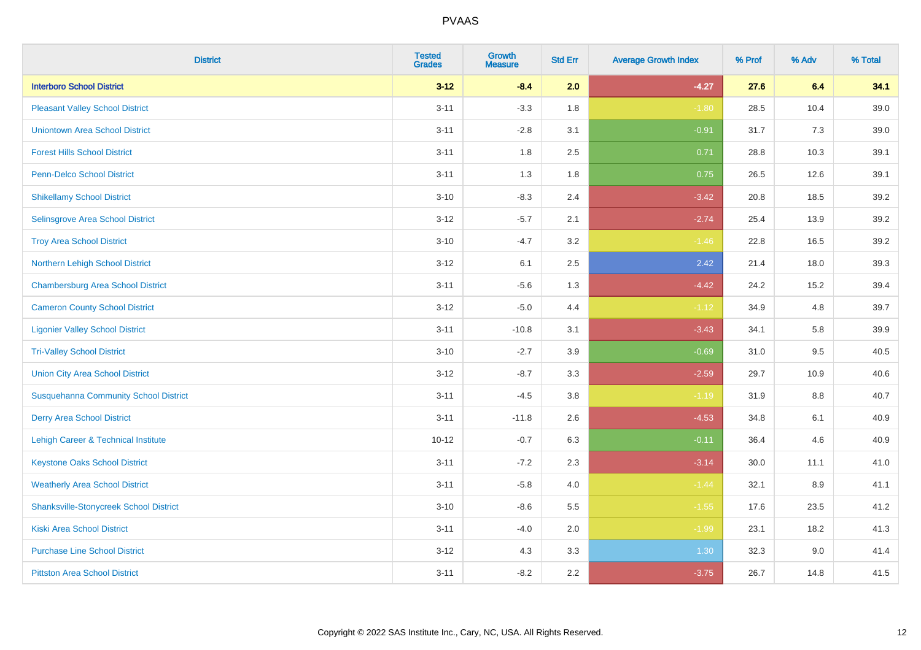# PVAAS

| District | Tested Grades | Growth Measure | Std Err | Average Growth Index | % Prof | % Adv | % Total |
|---|---|---|---|---|---|---|---|
| **Interboro School District** | **3-12** | **-8.4** | **2.0** | **-4.27** | **27.6** | **6.4** | **34.1** |
| Pleasant Valley School District | 3-11 | -3.3 | 1.8 | -1.80 | 28.5 | 10.4 | 39.0 |
| Uniontown Area School District | 3-11 | -2.8 | 3.1 | -0.91 | 31.7 | 7.3 | 39.0 |
| Forest Hills School District | 3-11 | 1.8 | 2.5 | 0.71 | 28.8 | 10.3 | 39.1 |
| Penn-Delco School District | 3-11 | 1.3 | 1.8 | 0.75 | 26.5 | 12.6 | 39.1 |
| Shikellamy School District | 3-10 | -8.3 | 2.4 | -3.42 | 20.8 | 18.5 | 39.2 |
| Selinsgrove Area School District | 3-12 | -5.7 | 2.1 | -2.74 | 25.4 | 13.9 | 39.2 |
| Troy Area School District | 3-10 | -4.7 | 3.2 | -1.46 | 22.8 | 16.5 | 39.2 |
| Northern Lehigh School District | 3-12 | 6.1 | 2.5 | 2.42 | 21.4 | 18.0 | 39.3 |
| Chambersburg Area School District | 3-11 | -5.6 | 1.3 | -4.42 | 24.2 | 15.2 | 39.4 |
| Cameron County School District | 3-12 | -5.0 | 4.4 | -1.12 | 34.9 | 4.8 | 39.7 |
| Ligonier Valley School District | 3-11 | -10.8 | 3.1 | -3.43 | 34.1 | 5.8 | 39.9 |
| Tri-Valley School District | 3-10 | -2.7 | 3.9 | -0.69 | 31.0 | 9.5 | 40.5 |
| Union City Area School District | 3-12 | -8.7 | 3.3 | -2.59 | 29.7 | 10.9 | 40.6 |
| Susquehanna Community School District | 3-11 | -4.5 | 3.8 | -1.19 | 31.9 | 8.8 | 40.7 |
| Derry Area School District | 3-11 | -11.8 | 2.6 | -4.53 | 34.8 | 6.1 | 40.9 |
| Lehigh Career & Technical Institute | 10-12 | -0.7 | 6.3 | -0.11 | 36.4 | 4.6 | 40.9 |
| Keystone Oaks School District | 3-11 | -7.2 | 2.3 | -3.14 | 30.0 | 11.1 | 41.0 |
| Weatherly Area School District | 3-11 | -5.8 | 4.0 | -1.44 | 32.1 | 8.9 | 41.1 |
| Shanksville-Stonycreek School District | 3-10 | -8.6 | 5.5 | -1.55 | 17.6 | 23.5 | 41.2 |
| Kiski Area School District | 3-11 | -4.0 | 2.0 | -1.99 | 23.1 | 18.2 | 41.3 |
| Purchase Line School District | 3-12 | 4.3 | 3.3 | 1.30 | 32.3 | 9.0 | 41.4 |
| Pittston Area School District | 3-11 | -8.2 | 2.2 | -3.75 | 26.7 | 14.8 | 41.5 |

Copyright © 2022 SAS Institute Inc., Cary, NC, USA. All Rights Reserved.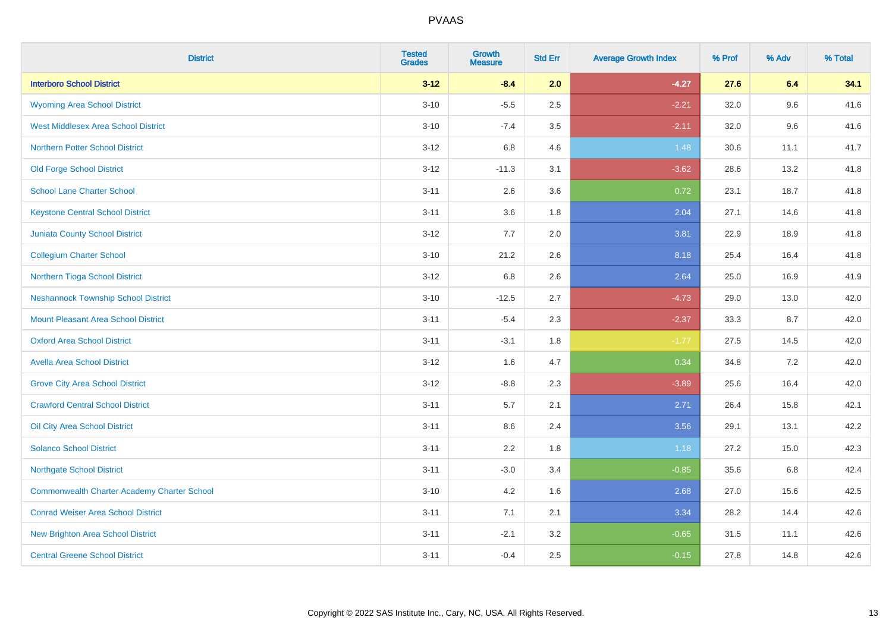# PVAAS

| District | Tested Grades | Growth Measure | Std Err | Average Growth Index | % Prof | % Adv | % Total |
|---|---|---|---|---|---|---|---|
| **Interboro School District** | **3-12** | **-8.4** | **2.0** | **-4.27** | **27.6** | **6.4** | **34.1** |
| Wyoming Area School District | 3-10 | -5.5 | 2.5 | -2.21 | 32.0 | 9.6 | 41.6 |
| West Middlesex Area School District | 3-10 | -7.4 | 3.5 | -2.11 | 32.0 | 9.6 | 41.6 |
| Northern Potter School District | 3-12 | 6.8 | 4.6 | 1.48 | 30.6 | 11.1 | 41.7 |
| Old Forge School District | 3-12 | -11.3 | 3.1 | -3.62 | 28.6 | 13.2 | 41.8 |
| School Lane Charter School | 3-11 | 2.6 | 3.6 | 0.72 | 23.1 | 18.7 | 41.8 |
| Keystone Central School District | 3-11 | 3.6 | 1.8 | 2.04 | 27.1 | 14.6 | 41.8 |
| Juniata County School District | 3-12 | 7.7 | 2.0 | 3.81 | 22.9 | 18.9 | 41.8 |
| Collegium Charter School | 3-10 | 21.2 | 2.6 | 8.18 | 25.4 | 16.4 | 41.8 |
| Northern Tioga School District | 3-12 | 6.8 | 2.6 | 2.64 | 25.0 | 16.9 | 41.9 |
| Neshannock Township School District | 3-10 | -12.5 | 2.7 | -4.73 | 29.0 | 13.0 | 42.0 |
| Mount Pleasant Area School District | 3-11 | -5.4 | 2.3 | -2.37 | 33.3 | 8.7 | 42.0 |
| Oxford Area School District | 3-11 | -3.1 | 1.8 | -1.77 | 27.5 | 14.5 | 42.0 |
| Avella Area School District | 3-12 | 1.6 | 4.7 | 0.34 | 34.8 | 7.2 | 42.0 |
| Grove City Area School District | 3-12 | -8.8 | 2.3 | -3.89 | 25.6 | 16.4 | 42.0 |
| Crawford Central School District | 3-11 | 5.7 | 2.1 | 2.71 | 26.4 | 15.8 | 42.1 |
| Oil City Area School District | 3-11 | 8.6 | 2.4 | 3.56 | 29.1 | 13.1 | 42.2 |
| Solanco School District | 3-11 | 2.2 | 1.8 | 1.18 | 27.2 | 15.0 | 42.3 |
| Northgate School District | 3-11 | -3.0 | 3.4 | -0.85 | 35.6 | 6.8 | 42.4 |
| Commonwealth Charter Academy Charter School | 3-10 | 4.2 | 1.6 | 2.68 | 27.0 | 15.6 | 42.5 |
| Conrad Weiser Area School District | 3-11 | 7.1 | 2.1 | 3.34 | 28.2 | 14.4 | 42.6 |
| New Brighton Area School District | 3-11 | -2.1 | 3.2 | -0.65 | 31.5 | 11.1 | 42.6 |
| Central Greene School District | 3-11 | -0.4 | 2.5 | -0.15 | 27.8 | 14.8 | 42.6 |

Copyright © 2022 SAS Institute Inc., Cary, NC, USA. All Rights Reserved.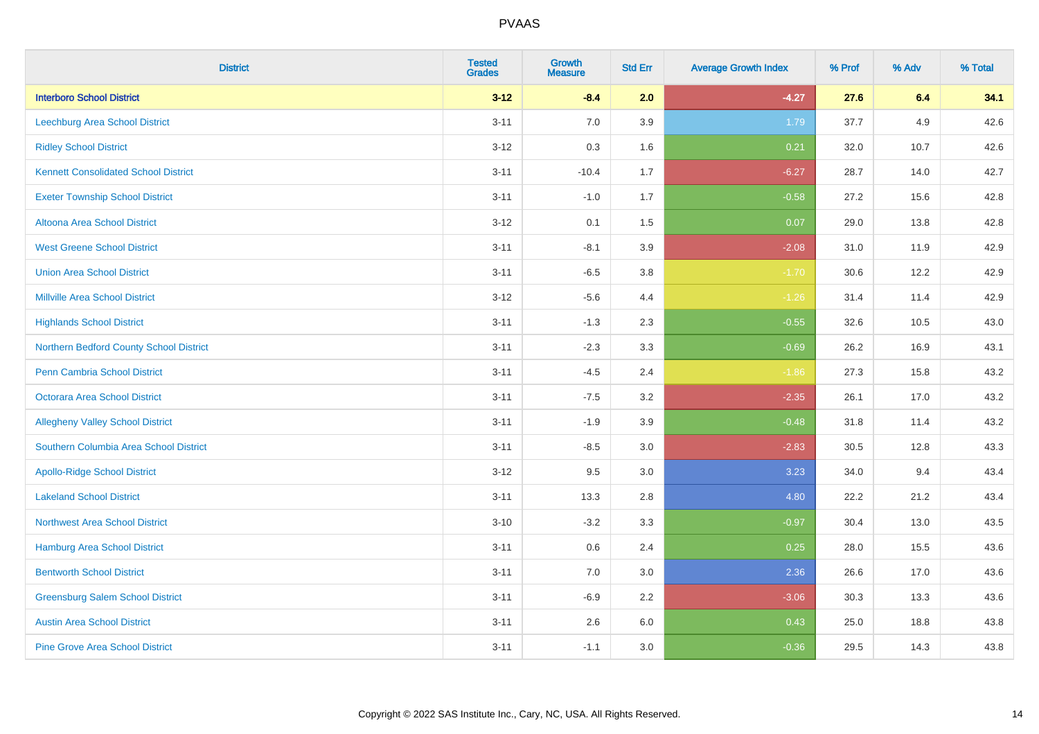| District | Tested Grades | Growth Measure | Std Err | Average Growth Index | % Prof | % Adv | % Total |
|---|---|---|---|---|---|---|---|
| **Interboro School District** | **3-12** | **-8.4** | **2.0** | **-4.27** | **27.6** | **6.4** | **34.1** |
| Leechburg Area School District | 3-11 | 7.0 | 3.9 | 1.79 | 37.7 | 4.9 | 42.6 |
| Ridley School District | 3-12 | 0.3 | 1.6 | 0.21 | 32.0 | 10.7 | 42.6 |
| Kennett Consolidated School District | 3-11 | -10.4 | 1.7 | -6.27 | 28.7 | 14.0 | 42.7 |
| Exeter Township School District | 3-11 | -1.0 | 1.7 | -0.58 | 27.2 | 15.6 | 42.8 |
| Altoona Area School District | 3-12 | 0.1 | 1.5 | 0.07 | 29.0 | 13.8 | 42.8 |
| West Greene School District | 3-11 | -8.1 | 3.9 | -2.08 | 31.0 | 11.9 | 42.9 |
| Union Area School District | 3-11 | -6.5 | 3.8 | -1.70 | 30.6 | 12.2 | 42.9 |
| Millville Area School District | 3-12 | -5.6 | 4.4 | -1.26 | 31.4 | 11.4 | 42.9 |
| Highlands School District | 3-11 | -1.3 | 2.3 | -0.55 | 32.6 | 10.5 | 43.0 |
| Northern Bedford County School District | 3-11 | -2.3 | 3.3 | -0.69 | 26.2 | 16.9 | 43.1 |
| Penn Cambria School District | 3-11 | -4.5 | 2.4 | -1.86 | 27.3 | 15.8 | 43.2 |
| Octorara Area School District | 3-11 | -7.5 | 3.2 | -2.35 | 26.1 | 17.0 | 43.2 |
| Allegheny Valley School District | 3-11 | -1.9 | 3.9 | -0.48 | 31.8 | 11.4 | 43.2 |
| Southern Columbia Area School District | 3-11 | -8.5 | 3.0 | -2.83 | 30.5 | 12.8 | 43.3 |
| Apollo-Ridge School District | 3-12 | 9.5 | 3.0 | 3.23 | 34.0 | 9.4 | 43.4 |
| Lakeland School District | 3-11 | 13.3 | 2.8 | 4.80 | 22.2 | 21.2 | 43.4 |
| Northwest Area School District | 3-10 | -3.2 | 3.3 | -0.97 | 30.4 | 13.0 | 43.5 |
| Hamburg Area School District | 3-11 | 0.6 | 2.4 | 0.25 | 28.0 | 15.5 | 43.6 |
| Bentworth School District | 3-11 | 7.0 | 3.0 | 2.36 | 26.6 | 17.0 | 43.6 |
| Greensburg Salem School District | 3-11 | -6.9 | 2.2 | -3.06 | 30.3 | 13.3 | 43.6 |
| Austin Area School District | 3-11 | 2.6 | 6.0 | 0.43 | 25.0 | 18.8 | 43.8 |
| Pine Grove Area School District | 3-11 | -1.1 | 3.0 | -0.36 | 29.5 | 14.3 | 43.8 |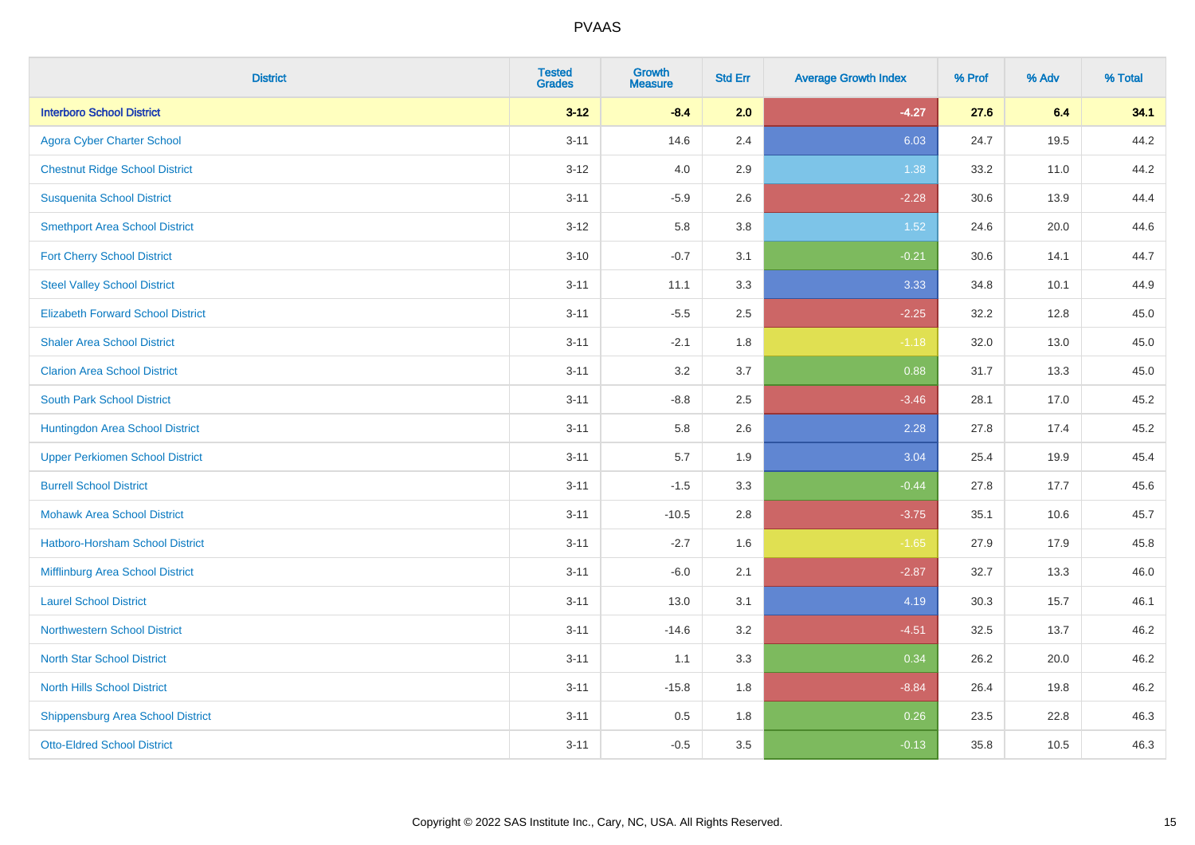| District | Tested Grades | Growth Measure | Std Err | Average Growth Index | % Prof | % Adv | % Total |
|---|---|---|---|---|---|---|---|
| **Interboro School District** | **3-12** | **-8.4** | **2.0** | **-4.27** | **27.6** | **6.4** | **34.1** |
| Agora Cyber Charter School | 3-11 | 14.6 | 2.4 | 6.03 | 24.7 | 19.5 | 44.2 |
| Chestnut Ridge School District | 3-12 | 4.0 | 2.9 | 1.38 | 33.2 | 11.0 | 44.2 |
| Susquenita School District | 3-11 | -5.9 | 2.6 | -2.28 | 30.6 | 13.9 | 44.4 |
| Smethport Area School District | 3-12 | 5.8 | 3.8 | 1.52 | 24.6 | 20.0 | 44.6 |
| Fort Cherry School District | 3-10 | -0.7 | 3.1 | -0.21 | 30.6 | 14.1 | 44.7 |
| Steel Valley School District | 3-11 | 11.1 | 3.3 | 3.33 | 34.8 | 10.1 | 44.9 |
| Elizabeth Forward School District | 3-11 | -5.5 | 2.5 | -2.25 | 32.2 | 12.8 | 45.0 |
| Shaler Area School District | 3-11 | -2.1 | 1.8 | -1.18 | 32.0 | 13.0 | 45.0 |
| Clarion Area School District | 3-11 | 3.2 | 3.7 | 0.88 | 31.7 | 13.3 | 45.0 |
| South Park School District | 3-11 | -8.8 | 2.5 | -3.46 | 28.1 | 17.0 | 45.2 |
| Huntingdon Area School District | 3-11 | 5.8 | 2.6 | 2.28 | 27.8 | 17.4 | 45.2 |
| Upper Perkiomen School District | 3-11 | 5.7 | 1.9 | 3.04 | 25.4 | 19.9 | 45.4 |
| Burrell School District | 3-11 | -1.5 | 3.3 | -0.44 | 27.8 | 17.7 | 45.6 |
| Mohawk Area School District | 3-11 | -10.5 | 2.8 | -3.75 | 35.1 | 10.6 | 45.7 |
| Hatboro-Horsham School District | 3-11 | -2.7 | 1.6 | -1.65 | 27.9 | 17.9 | 45.8 |
| Mifflinburg Area School District | 3-11 | -6.0 | 2.1 | -2.87 | 32.7 | 13.3 | 46.0 |
| Laurel School District | 3-11 | 13.0 | 3.1 | 4.19 | 30.3 | 15.7 | 46.1 |
| Northwestern School District | 3-11 | -14.6 | 3.2 | -4.51 | 32.5 | 13.7 | 46.2 |
| North Star School District | 3-11 | 1.1 | 3.3 | 0.34 | 26.2 | 20.0 | 46.2 |
| North Hills School District | 3-11 | -15.8 | 1.8 | -8.84 | 26.4 | 19.8 | 46.2 |
| Shippensburg Area School District | 3-11 | 0.5 | 1.8 | 0.26 | 23.5 | 22.8 | 46.3 |
| Otto-Eldred School District | 3-11 | -0.5 | 3.5 | -0.13 | 35.8 | 10.5 | 46.3 |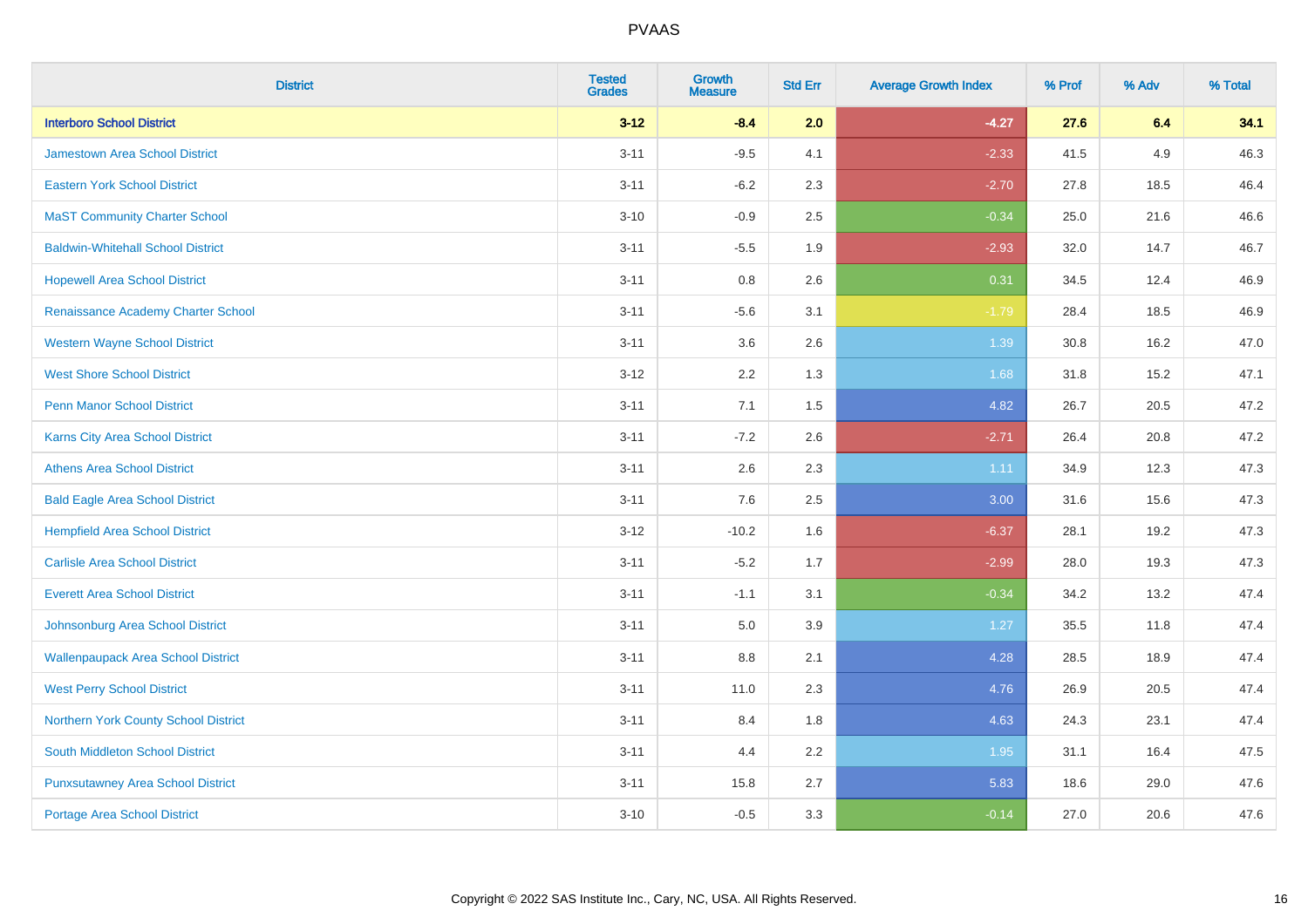# PVAAS

| District | Tested Grades | Growth Measure | Std Err | Average Growth Index | % Prof | % Adv | % Total |
|---|---|---|---|---|---|---|---|
| **Interboro School District** | **3-12** | **-8.4** | **2.0** | **-4.27** | **27.6** | **6.4** | **34.1** |
| Jamestown Area School District | 3-11 | -9.5 | 4.1 | -2.33 | 41.5 | 4.9 | 46.3 |
| Eastern York School District | 3-11 | -6.2 | 2.3 | -2.70 | 27.8 | 18.5 | 46.4 |
| MaST Community Charter School | 3-10 | -0.9 | 2.5 | -0.34 | 25.0 | 21.6 | 46.6 |
| Baldwin-Whitehall School District | 3-11 | -5.5 | 1.9 | -2.93 | 32.0 | 14.7 | 46.7 |
| Hopewell Area School District | 3-11 | 0.8 | 2.6 | 0.31 | 34.5 | 12.4 | 46.9 |
| Renaissance Academy Charter School | 3-11 | -5.6 | 3.1 | -1.79 | 28.4 | 18.5 | 46.9 |
| Western Wayne School District | 3-11 | 3.6 | 2.6 | 1.39 | 30.8 | 16.2 | 47.0 |
| West Shore School District | 3-12 | 2.2 | 1.3 | 1.68 | 31.8 | 15.2 | 47.1 |
| Penn Manor School District | 3-11 | 7.1 | 1.5 | 4.82 | 26.7 | 20.5 | 47.2 |
| Karns City Area School District | 3-11 | -7.2 | 2.6 | -2.71 | 26.4 | 20.8 | 47.2 |
| Athens Area School District | 3-11 | 2.6 | 2.3 | 1.11 | 34.9 | 12.3 | 47.3 |
| Bald Eagle Area School District | 3-11 | 7.6 | 2.5 | 3.00 | 31.6 | 15.6 | 47.3 |
| Hempfield Area School District | 3-12 | -10.2 | 1.6 | -6.37 | 28.1 | 19.2 | 47.3 |
| Carlisle Area School District | 3-11 | -5.2 | 1.7 | -2.99 | 28.0 | 19.3 | 47.3 |
| Everett Area School District | 3-11 | -1.1 | 3.1 | -0.34 | 34.2 | 13.2 | 47.4 |
| Johnsonburg Area School District | 3-11 | 5.0 | 3.9 | 1.27 | 35.5 | 11.8 | 47.4 |
| Wallenpaupack Area School District | 3-11 | 8.8 | 2.1 | 4.28 | 28.5 | 18.9 | 47.4 |
| West Perry School District | 3-11 | 11.0 | 2.3 | 4.76 | 26.9 | 20.5 | 47.4 |
| Northern York County School District | 3-11 | 8.4 | 1.8 | 4.63 | 24.3 | 23.1 | 47.4 |
| South Middleton School District | 3-11 | 4.4 | 2.2 | 1.95 | 31.1 | 16.4 | 47.5 |
| Punxsutawney Area School District | 3-11 | 15.8 | 2.7 | 5.83 | 18.6 | 29.0 | 47.6 |
| Portage Area School District | 3-10 | -0.5 | 3.3 | -0.14 | 27.0 | 20.6 | 47.6 |

Copyright © 2022 SAS Institute Inc., Cary, NC, USA. All Rights Reserved.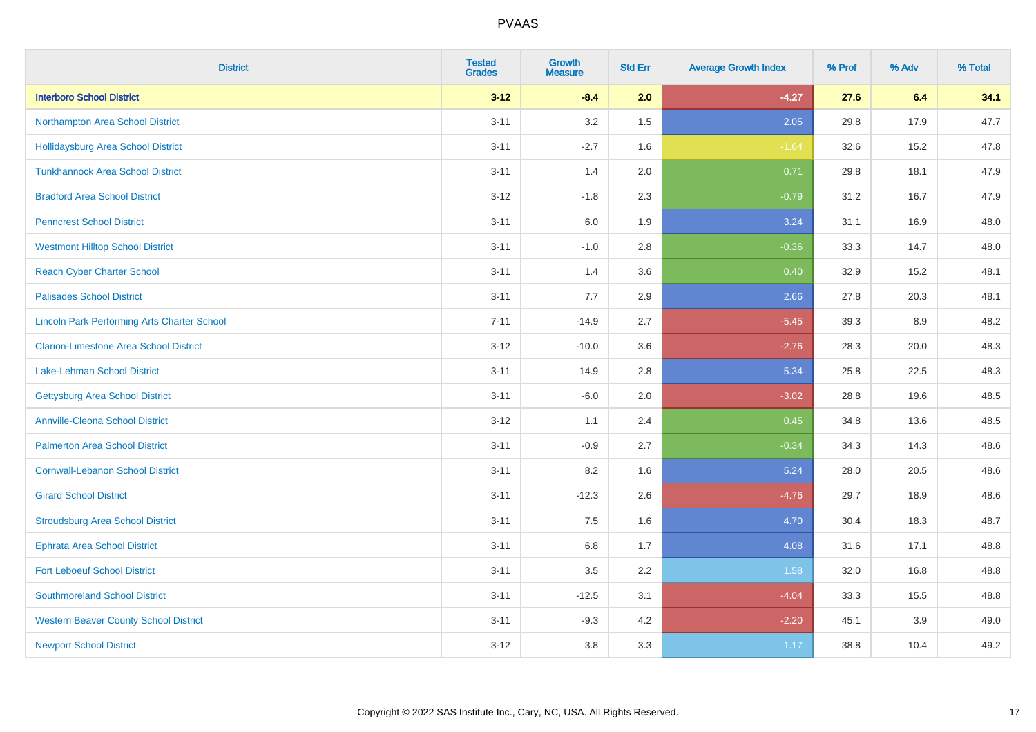| District | Tested Grades | Growth Measure | Std Err | Average Growth Index | % Prof | % Adv | % Total |
|---|---|---|---|---|---|---|---|
| **Interboro School District** | **3-12** | **-8.4** | **2.0** | **-4.27** | **27.6** | **6.4** | **34.1** |
| Northampton Area School District | 3-11 | 3.2 | 1.5 | 2.05 | 29.8 | 17.9 | 47.7 |
| Hollidaysburg Area School District | 3-11 | -2.7 | 1.6 | -1.64 | 32.6 | 15.2 | 47.8 |
| Tunkhannock Area School District | 3-11 | 1.4 | 2.0 | 0.71 | 29.8 | 18.1 | 47.9 |
| Bradford Area School District | 3-12 | -1.8 | 2.3 | -0.79 | 31.2 | 16.7 | 47.9 |
| Penncrest School District | 3-11 | 6.0 | 1.9 | 3.24 | 31.1 | 16.9 | 48.0 |
| Westmont Hilltop School District | 3-11 | -1.0 | 2.8 | -0.36 | 33.3 | 14.7 | 48.0 |
| Reach Cyber Charter School | 3-11 | 1.4 | 3.6 | 0.40 | 32.9 | 15.2 | 48.1 |
| Palisades School District | 3-11 | 7.7 | 2.9 | 2.66 | 27.8 | 20.3 | 48.1 |
| Lincoln Park Performing Arts Charter School | 7-11 | -14.9 | 2.7 | -5.45 | 39.3 | 8.9 | 48.2 |
| Clarion-Limestone Area School District | 3-12 | -10.0 | 3.6 | -2.76 | 28.3 | 20.0 | 48.3 |
| Lake-Lehman School District | 3-11 | 14.9 | 2.8 | 5.34 | 25.8 | 22.5 | 48.3 |
| Gettysburg Area School District | 3-11 | -6.0 | 2.0 | -3.02 | 28.8 | 19.6 | 48.5 |
| Annville-Cleona School District | 3-12 | 1.1 | 2.4 | 0.45 | 34.8 | 13.6 | 48.5 |
| Palmerton Area School District | 3-11 | -0.9 | 2.7 | -0.34 | 34.3 | 14.3 | 48.6 |
| Cornwall-Lebanon School District | 3-11 | 8.2 | 1.6 | 5.24 | 28.0 | 20.5 | 48.6 |
| Girard School District | 3-11 | -12.3 | 2.6 | -4.76 | 29.7 | 18.9 | 48.6 |
| Stroudsburg Area School District | 3-11 | 7.5 | 1.6 | 4.70 | 30.4 | 18.3 | 48.7 |
| Ephrata Area School District | 3-11 | 6.8 | 1.7 | 4.08 | 31.6 | 17.1 | 48.8 |
| Fort Leboeuf School District | 3-11 | 3.5 | 2.2 | 1.58 | 32.0 | 16.8 | 48.8 |
| Southmoreland School District | 3-11 | -12.5 | 3.1 | -4.04 | 33.3 | 15.5 | 48.8 |
| Western Beaver County School District | 3-11 | -9.3 | 4.2 | -2.20 | 45.1 | 3.9 | 49.0 |
| Newport School District | 3-12 | 3.8 | 3.3 | 1.17 | 38.8 | 10.4 | 49.2 |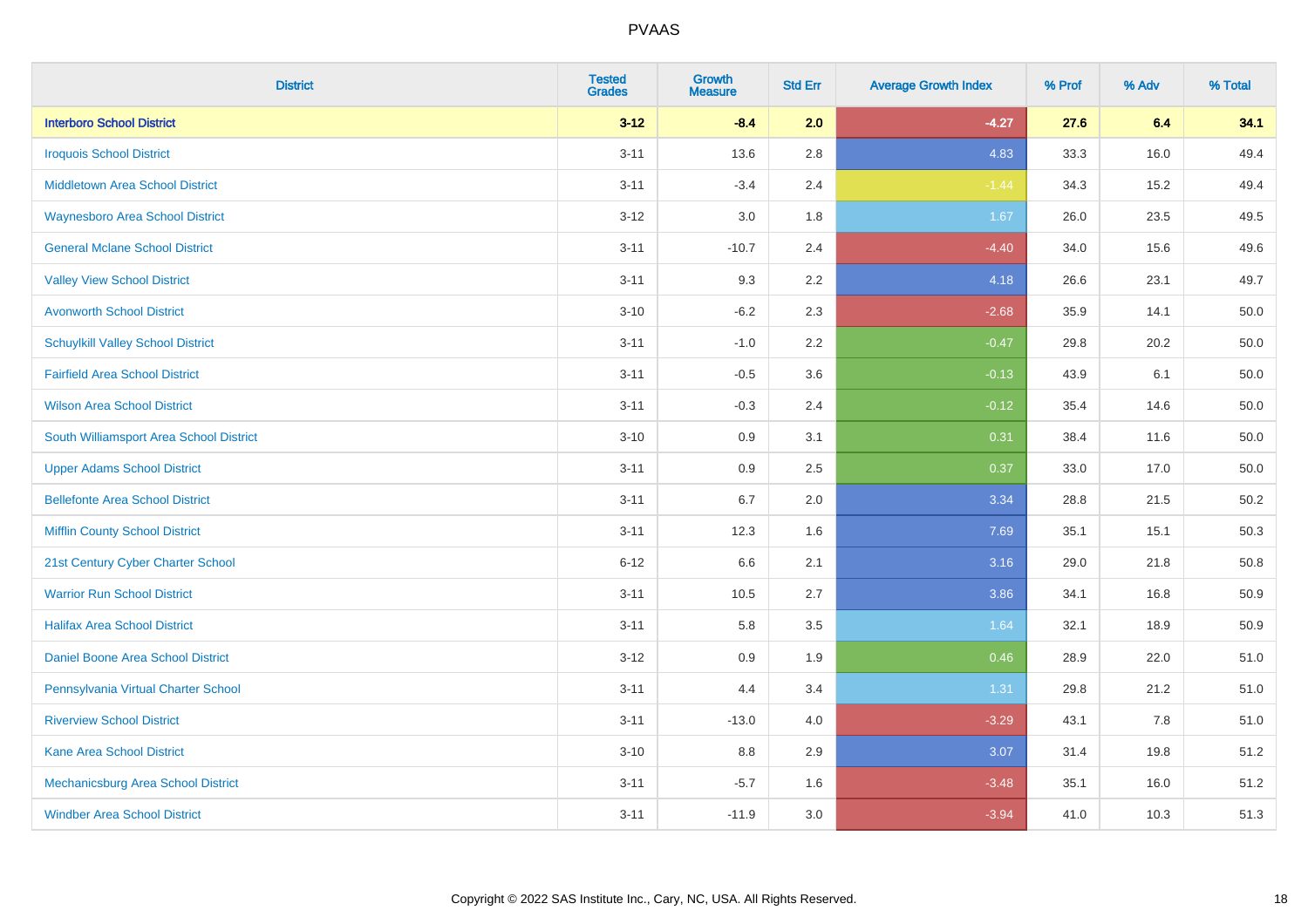| District | Tested Grades | Growth Measure | Std Err | Average Growth Index | % Prof | % Adv | % Total |
|---|---|---|---|---|---|---|---|
| **Interboro School District** | **3-12** | **-8.4** | **2.0** | **-4.27** | **27.6** | **6.4** | **34.1** |
| Iroquois School District | 3-11 | 13.6 | 2.8 | 4.83 | 33.3 | 16.0 | 49.4 |
| Middletown Area School District | 3-11 | -3.4 | 2.4 | -1.44 | 34.3 | 15.2 | 49.4 |
| Waynesboro Area School District | 3-12 | 3.0 | 1.8 | 1.67 | 26.0 | 23.5 | 49.5 |
| General Mclane School District | 3-11 | -10.7 | 2.4 | -4.40 | 34.0 | 15.6 | 49.6 |
| Valley View School District | 3-11 | 9.3 | 2.2 | 4.18 | 26.6 | 23.1 | 49.7 |
| Avonworth School District | 3-10 | -6.2 | 2.3 | -2.68 | 35.9 | 14.1 | 50.0 |
| Schuylkill Valley School District | 3-11 | -1.0 | 2.2 | -0.47 | 29.8 | 20.2 | 50.0 |
| Fairfield Area School District | 3-11 | -0.5 | 3.6 | -0.13 | 43.9 | 6.1 | 50.0 |
| Wilson Area School District | 3-11 | -0.3 | 2.4 | -0.12 | 35.4 | 14.6 | 50.0 |
| South Williamsport Area School District | 3-10 | 0.9 | 3.1 | 0.31 | 38.4 | 11.6 | 50.0 |
| Upper Adams School District | 3-11 | 0.9 | 2.5 | 0.37 | 33.0 | 17.0 | 50.0 |
| Bellefonte Area School District | 3-11 | 6.7 | 2.0 | 3.34 | 28.8 | 21.5 | 50.2 |
| Mifflin County School District | 3-11 | 12.3 | 1.6 | 7.69 | 35.1 | 15.1 | 50.3 |
| 21st Century Cyber Charter School | 6-12 | 6.6 | 2.1 | 3.16 | 29.0 | 21.8 | 50.8 |
| Warrior Run School District | 3-11 | 10.5 | 2.7 | 3.86 | 34.1 | 16.8 | 50.9 |
| Halifax Area School District | 3-11 | 5.8 | 3.5 | 1.64 | 32.1 | 18.9 | 50.9 |
| Daniel Boone Area School District | 3-12 | 0.9 | 1.9 | 0.46 | 28.9 | 22.0 | 51.0 |
| Pennsylvania Virtual Charter School | 3-11 | 4.4 | 3.4 | 1.31 | 29.8 | 21.2 | 51.0 |
| Riverview School District | 3-11 | -13.0 | 4.0 | -3.29 | 43.1 | 7.8 | 51.0 |
| Kane Area School District | 3-10 | 8.8 | 2.9 | 3.07 | 31.4 | 19.8 | 51.2 |
| Mechanicsburg Area School District | 3-11 | -5.7 | 1.6 | -3.48 | 35.1 | 16.0 | 51.2 |
| Windber Area School District | 3-11 | -11.9 | 3.0 | -3.94 | 41.0 | 10.3 | 51.3 |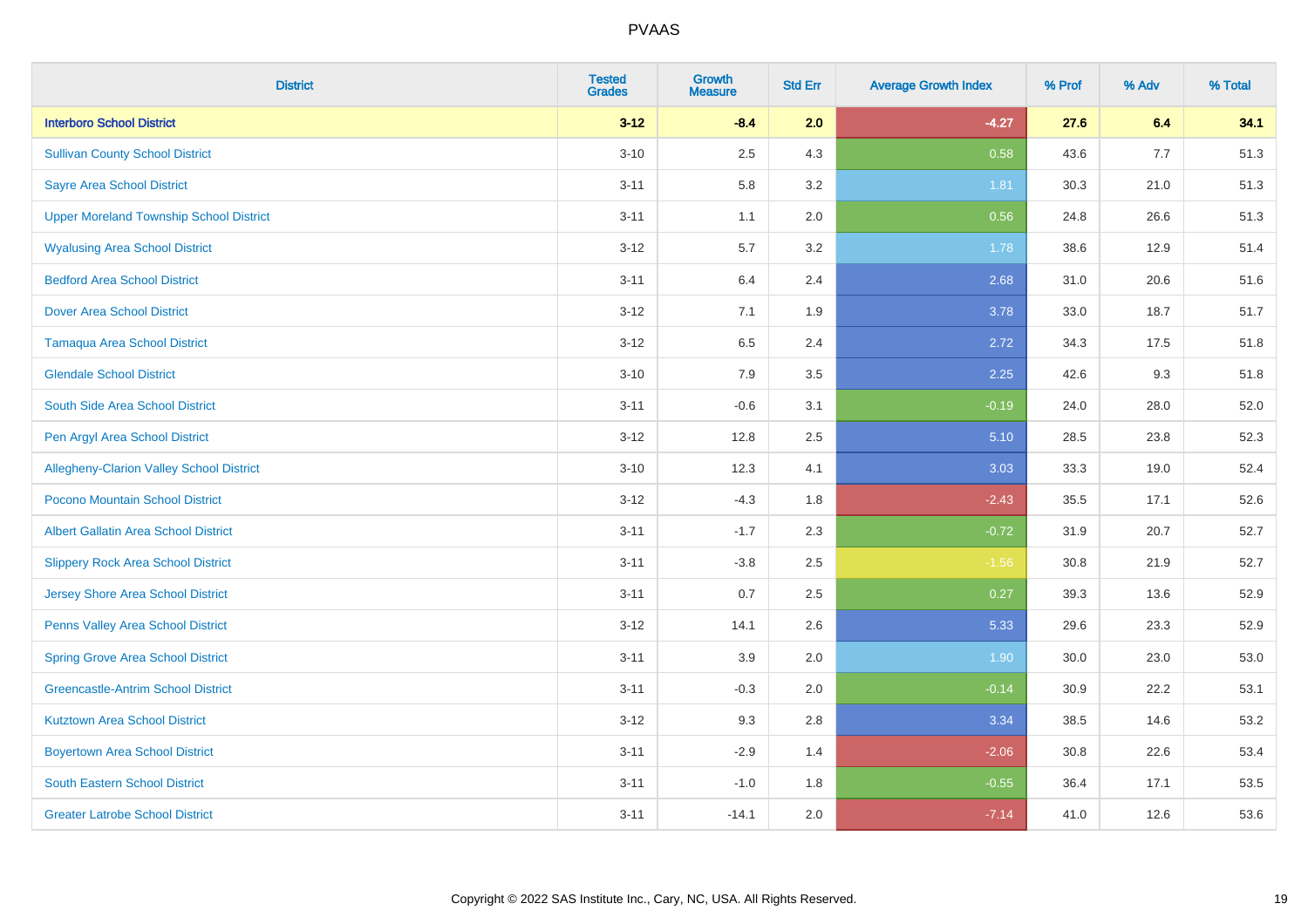| District | Tested Grades | Growth Measure | Std Err | Average Growth Index | % Prof | % Adv | % Total |
|---|---|---|---|---|---|---|---|
| **Interboro School District** | **3-12** | **-8.4** | **2.0** | **-4.27** | **27.6** | **6.4** | **34.1** |
| Sullivan County School District | 3-10 | 2.5 | 4.3 | 0.58 | 43.6 | 7.7 | 51.3 |
| Sayre Area School District | 3-11 | 5.8 | 3.2 | 1.81 | 30.3 | 21.0 | 51.3 |
| Upper Moreland Township School District | 3-11 | 1.1 | 2.0 | 0.56 | 24.8 | 26.6 | 51.3 |
| Wyalusing Area School District | 3-12 | 5.7 | 3.2 | 1.78 | 38.6 | 12.9 | 51.4 |
| Bedford Area School District | 3-11 | 6.4 | 2.4 | 2.68 | 31.0 | 20.6 | 51.6 |
| Dover Area School District | 3-12 | 7.1 | 1.9 | 3.78 | 33.0 | 18.7 | 51.7 |
| Tamaqua Area School District | 3-12 | 6.5 | 2.4 | 2.72 | 34.3 | 17.5 | 51.8 |
| Glendale School District | 3-10 | 7.9 | 3.5 | 2.25 | 42.6 | 9.3 | 51.8 |
| South Side Area School District | 3-11 | -0.6 | 3.1 | -0.19 | 24.0 | 28.0 | 52.0 |
| Pen Argyl Area School District | 3-12 | 12.8 | 2.5 | 5.10 | 28.5 | 23.8 | 52.3 |
| Allegheny-Clarion Valley School District | 3-10 | 12.3 | 4.1 | 3.03 | 33.3 | 19.0 | 52.4 |
| Pocono Mountain School District | 3-12 | -4.3 | 1.8 | -2.43 | 35.5 | 17.1 | 52.6 |
| Albert Gallatin Area School District | 3-11 | -1.7 | 2.3 | -0.72 | 31.9 | 20.7 | 52.7 |
| Slippery Rock Area School District | 3-11 | -3.8 | 2.5 | -1.56 | 30.8 | 21.9 | 52.7 |
| Jersey Shore Area School District | 3-11 | 0.7 | 2.5 | 0.27 | 39.3 | 13.6 | 52.9 |
| Penns Valley Area School District | 3-12 | 14.1 | 2.6 | 5.33 | 29.6 | 23.3 | 52.9 |
| Spring Grove Area School District | 3-11 | 3.9 | 2.0 | 1.90 | 30.0 | 23.0 | 53.0 |
| Greencastle-Antrim School District | 3-11 | -0.3 | 2.0 | -0.14 | 30.9 | 22.2 | 53.1 |
| Kutztown Area School District | 3-12 | 9.3 | 2.8 | 3.34 | 38.5 | 14.6 | 53.2 |
| Boyertown Area School District | 3-11 | -2.9 | 1.4 | -2.06 | 30.8 | 22.6 | 53.4 |
| South Eastern School District | 3-11 | -1.0 | 1.8 | -0.55 | 36.4 | 17.1 | 53.5 |
| Greater Latrobe School District | 3-11 | -14.1 | 2.0 | -7.14 | 41.0 | 12.6 | 53.6 |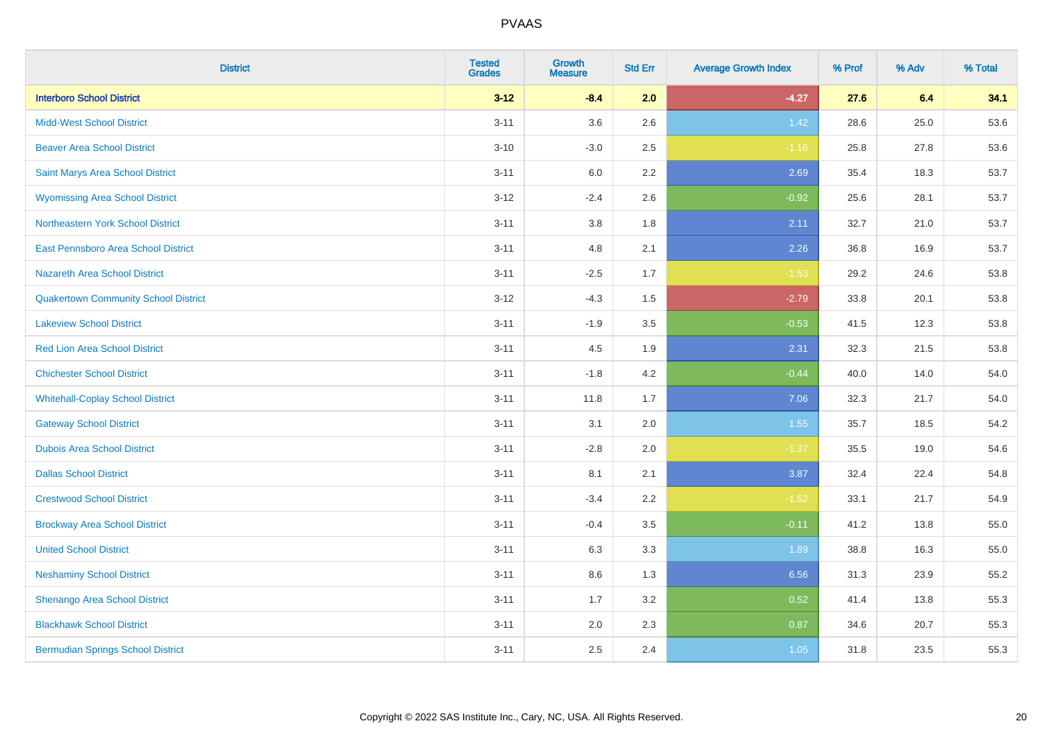| District | Tested Grades | Growth Measure | Std Err | Average Growth Index | % Prof | % Adv | % Total |
|---|---|---|---|---|---|---|---|
| **Interboro School District** | **3-12** | **-8.4** | **2.0** | **-4.27** | **27.6** | **6.4** | **34.1** |
| Midd-West School District | 3-11 | 3.6 | 2.6 | 1.42 | 28.6 | 25.0 | 53.6 |
| Beaver Area School District | 3-10 | -3.0 | 2.5 | -1.16 | 25.8 | 27.8 | 53.6 |
| Saint Marys Area School District | 3-11 | 6.0 | 2.2 | 2.69 | 35.4 | 18.3 | 53.7 |
| Wyomissing Area School District | 3-12 | -2.4 | 2.6 | -0.92 | 25.6 | 28.1 | 53.7 |
| Northeastern York School District | 3-11 | 3.8 | 1.8 | 2.11 | 32.7 | 21.0 | 53.7 |
| East Pennsboro Area School District | 3-11 | 4.8 | 2.1 | 2.26 | 36.8 | 16.9 | 53.7 |
| Nazareth Area School District | 3-11 | -2.5 | 1.7 | -1.53 | 29.2 | 24.6 | 53.8 |
| Quakertown Community School District | 3-12 | -4.3 | 1.5 | -2.79 | 33.8 | 20.1 | 53.8 |
| Lakeview School District | 3-11 | -1.9 | 3.5 | -0.53 | 41.5 | 12.3 | 53.8 |
| Red Lion Area School District | 3-11 | 4.5 | 1.9 | 2.31 | 32.3 | 21.5 | 53.8 |
| Chichester School District | 3-11 | -1.8 | 4.2 | -0.44 | 40.0 | 14.0 | 54.0 |
| Whitehall-Coplay School District | 3-11 | 11.8 | 1.7 | 7.06 | 32.3 | 21.7 | 54.0 |
| Gateway School District | 3-11 | 3.1 | 2.0 | 1.55 | 35.7 | 18.5 | 54.2 |
| Dubois Area School District | 3-11 | -2.8 | 2.0 | -1.37 | 35.5 | 19.0 | 54.6 |
| Dallas School District | 3-11 | 8.1 | 2.1 | 3.87 | 32.4 | 22.4 | 54.8 |
| Crestwood School District | 3-11 | -3.4 | 2.2 | -1.52 | 33.1 | 21.7 | 54.9 |
| Brockway Area School District | 3-11 | -0.4 | 3.5 | -0.11 | 41.2 | 13.8 | 55.0 |
| United School District | 3-11 | 6.3 | 3.3 | 1.89 | 38.8 | 16.3 | 55.0 |
| Neshaminy School District | 3-11 | 8.6 | 1.3 | 6.56 | 31.3 | 23.9 | 55.2 |
| Shenango Area School District | 3-11 | 1.7 | 3.2 | 0.52 | 41.4 | 13.8 | 55.3 |
| Blackhawk School District | 3-11 | 2.0 | 2.3 | 0.87 | 34.6 | 20.7 | 55.3 |
| Bermudian Springs School District | 3-11 | 2.5 | 2.4 | 1.05 | 31.8 | 23.5 | 55.3 |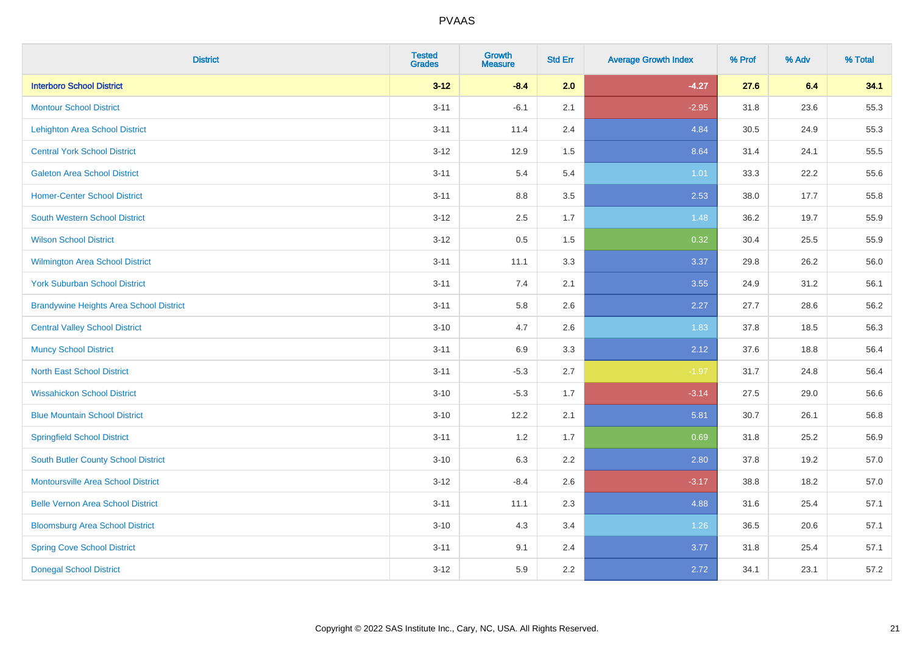# PVAAS

| District | Tested Grades | Growth Measure | Std Err | Average Growth Index | % Prof | % Adv | % Total |
|---|---|---|---|---|---|---|---|
| **Interboro School District** | **3-12** | **-8.4** | **2.0** | **-4.27** | **27.6** | **6.4** | **34.1** |
| Montour School District | 3-11 | -6.1 | 2.1 | -2.95 | 31.8 | 23.6 | 55.3 |
| Lehighton Area School District | 3-11 | 11.4 | 2.4 | 4.84 | 30.5 | 24.9 | 55.3 |
| Central York School District | 3-12 | 12.9 | 1.5 | 8.64 | 31.4 | 24.1 | 55.5 |
| Galeton Area School District | 3-11 | 5.4 | 5.4 | 1.01 | 33.3 | 22.2 | 55.6 |
| Homer-Center School District | 3-11 | 8.8 | 3.5 | 2.53 | 38.0 | 17.7 | 55.8 |
| South Western School District | 3-12 | 2.5 | 1.7 | 1.48 | 36.2 | 19.7 | 55.9 |
| Wilson School District | 3-12 | 0.5 | 1.5 | 0.32 | 30.4 | 25.5 | 55.9 |
| Wilmington Area School District | 3-11 | 11.1 | 3.3 | 3.37 | 29.8 | 26.2 | 56.0 |
| York Suburban School District | 3-11 | 7.4 | 2.1 | 3.55 | 24.9 | 31.2 | 56.1 |
| Brandywine Heights Area School District | 3-11 | 5.8 | 2.6 | 2.27 | 27.7 | 28.6 | 56.2 |
| Central Valley School District | 3-10 | 4.7 | 2.6 | 1.83 | 37.8 | 18.5 | 56.3 |
| Muncy School District | 3-11 | 6.9 | 3.3 | 2.12 | 37.6 | 18.8 | 56.4 |
| North East School District | 3-11 | -5.3 | 2.7 | -1.97 | 31.7 | 24.8 | 56.4 |
| Wissahickon School District | 3-10 | -5.3 | 1.7 | -3.14 | 27.5 | 29.0 | 56.6 |
| Blue Mountain School District | 3-10 | 12.2 | 2.1 | 5.81 | 30.7 | 26.1 | 56.8 |
| Springfield School District | 3-11 | 1.2 | 1.7 | 0.69 | 31.8 | 25.2 | 56.9 |
| South Butler County School District | 3-10 | 6.3 | 2.2 | 2.80 | 37.8 | 19.2 | 57.0 |
| Montoursville Area School District | 3-12 | -8.4 | 2.6 | -3.17 | 38.8 | 18.2 | 57.0 |
| Belle Vernon Area School District | 3-11 | 11.1 | 2.3 | 4.88 | 31.6 | 25.4 | 57.1 |
| Bloomsburg Area School District | 3-10 | 4.3 | 3.4 | 1.26 | 36.5 | 20.6 | 57.1 |
| Spring Cove School District | 3-11 | 9.1 | 2.4 | 3.77 | 31.8 | 25.4 | 57.1 |
| Donegal School District | 3-12 | 5.9 | 2.2 | 2.72 | 34.1 | 23.1 | 57.2 |

Copyright © 2022 SAS Institute Inc., Cary, NC, USA. All Rights Reserved.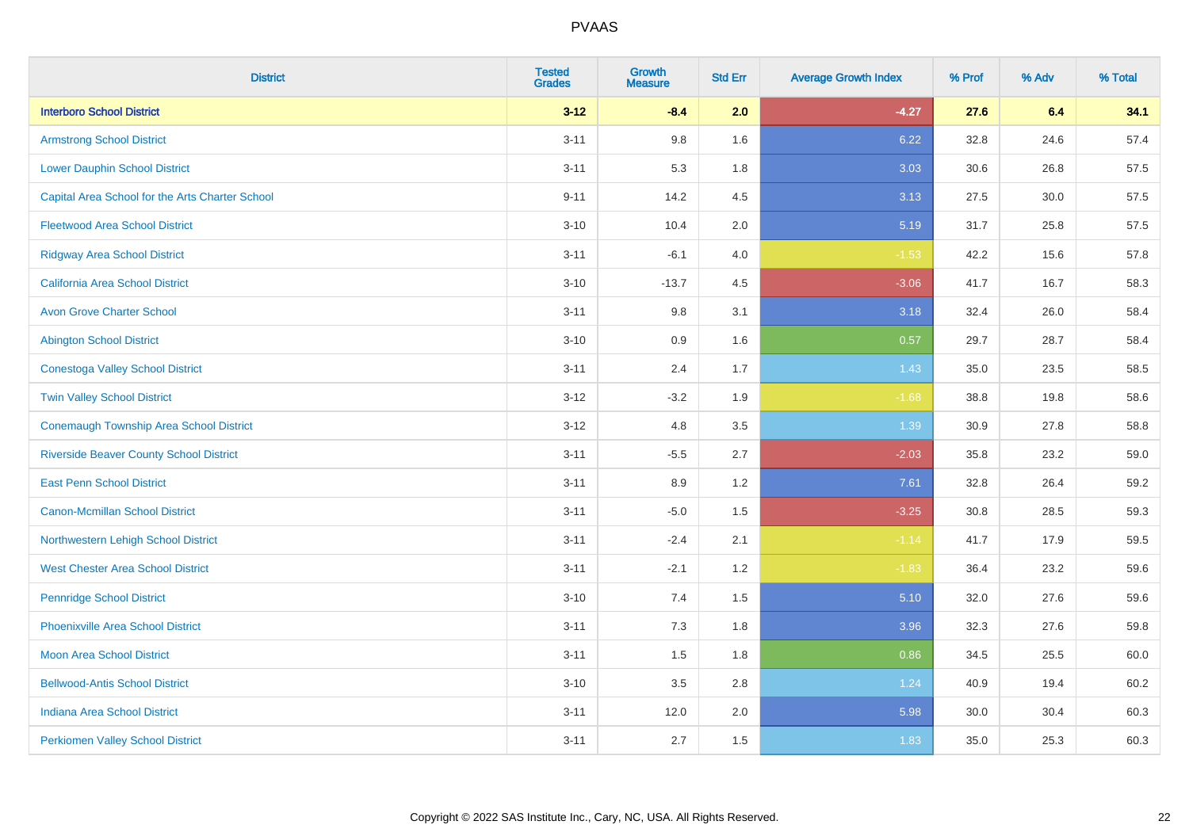| District | Tested Grades | Growth Measure | Std Err | Average Growth Index | % Prof | % Adv | % Total |
|---|---|---|---|---|---|---|---|
| **Interboro School District** | **3-12** | **-8.4** | **2.0** | **-4.27** | **27.6** | **6.4** | **34.1** |
| Armstrong School District | 3-11 | 9.8 | 1.6 | 6.22 | 32.8 | 24.6 | 57.4 |
| Lower Dauphin School District | 3-11 | 5.3 | 1.8 | 3.03 | 30.6 | 26.8 | 57.5 |
| Capital Area School for the Arts Charter School | 9-11 | 14.2 | 4.5 | 3.13 | 27.5 | 30.0 | 57.5 |
| Fleetwood Area School District | 3-10 | 10.4 | 2.0 | 5.19 | 31.7 | 25.8 | 57.5 |
| Ridgway Area School District | 3-11 | -6.1 | 4.0 | -1.53 | 42.2 | 15.6 | 57.8 |
| California Area School District | 3-10 | -13.7 | 4.5 | -3.06 | 41.7 | 16.7 | 58.3 |
| Avon Grove Charter School | 3-11 | 9.8 | 3.1 | 3.18 | 32.4 | 26.0 | 58.4 |
| Abington School District | 3-10 | 0.9 | 1.6 | 0.57 | 29.7 | 28.7 | 58.4 |
| Conestoga Valley School District | 3-11 | 2.4 | 1.7 | 1.43 | 35.0 | 23.5 | 58.5 |
| Twin Valley School District | 3-12 | -3.2 | 1.9 | -1.68 | 38.8 | 19.8 | 58.6 |
| Conemaugh Township Area School District | 3-12 | 4.8 | 3.5 | 1.39 | 30.9 | 27.8 | 58.8 |
| Riverside Beaver County School District | 3-11 | -5.5 | 2.7 | -2.03 | 35.8 | 23.2 | 59.0 |
| East Penn School District | 3-11 | 8.9 | 1.2 | 7.61 | 32.8 | 26.4 | 59.2 |
| Canon-Mcmillan School District | 3-11 | -5.0 | 1.5 | -3.25 | 30.8 | 28.5 | 59.3 |
| Northwestern Lehigh School District | 3-11 | -2.4 | 2.1 | -1.14 | 41.7 | 17.9 | 59.5 |
| West Chester Area School District | 3-11 | -2.1 | 1.2 | -1.83 | 36.4 | 23.2 | 59.6 |
| Pennridge School District | 3-10 | 7.4 | 1.5 | 5.10 | 32.0 | 27.6 | 59.6 |
| Phoenixville Area School District | 3-11 | 7.3 | 1.8 | 3.96 | 32.3 | 27.6 | 59.8 |
| Moon Area School District | 3-11 | 1.5 | 1.8 | 0.86 | 34.5 | 25.5 | 60.0 |
| Bellwood-Antis School District | 3-10 | 3.5 | 2.8 | 1.24 | 40.9 | 19.4 | 60.2 |
| Indiana Area School District | 3-11 | 12.0 | 2.0 | 5.98 | 30.0 | 30.4 | 60.3 |
| Perkiomen Valley School District | 3-11 | 2.7 | 1.5 | 1.83 | 35.0 | 25.3 | 60.3 |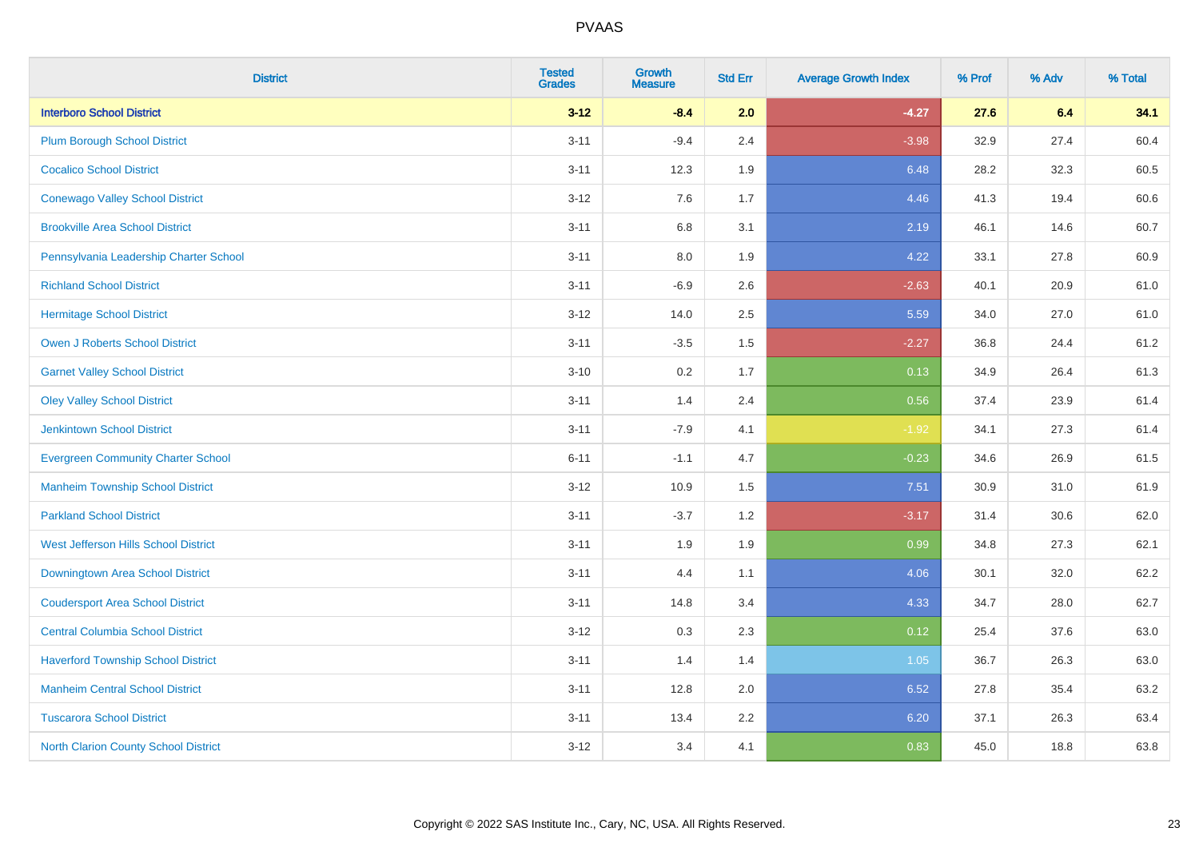# PVAAS

| District | Tested Grades | Growth Measure | Std Err | Average Growth Index | % Prof | % Adv | % Total |
|---|---|---|---|---|---|---|---|
| **Interboro School District** | **3-12** | **-8.4** | **2.0** | **-4.27** | **27.6** | **6.4** | **34.1** |
| Plum Borough School District | 3-11 | -9.4 | 2.4 | -3.98 | 32.9 | 27.4 | 60.4 |
| Cocalico School District | 3-11 | 12.3 | 1.9 | 6.48 | 28.2 | 32.3 | 60.5 |
| Conewago Valley School District | 3-12 | 7.6 | 1.7 | 4.46 | 41.3 | 19.4 | 60.6 |
| Brookville Area School District | 3-11 | 6.8 | 3.1 | 2.19 | 46.1 | 14.6 | 60.7 |
| Pennsylvania Leadership Charter School | 3-11 | 8.0 | 1.9 | 4.22 | 33.1 | 27.8 | 60.9 |
| Richland School District | 3-11 | -6.9 | 2.6 | -2.63 | 40.1 | 20.9 | 61.0 |
| Hermitage School District | 3-12 | 14.0 | 2.5 | 5.59 | 34.0 | 27.0 | 61.0 |
| Owen J Roberts School District | 3-11 | -3.5 | 1.5 | -2.27 | 36.8 | 24.4 | 61.2 |
| Garnet Valley School District | 3-10 | 0.2 | 1.7 | 0.13 | 34.9 | 26.4 | 61.3 |
| Oley Valley School District | 3-11 | 1.4 | 2.4 | 0.56 | 37.4 | 23.9 | 61.4 |
| Jenkintown School District | 3-11 | -7.9 | 4.1 | -1.92 | 34.1 | 27.3 | 61.4 |
| Evergreen Community Charter School | 6-11 | -1.1 | 4.7 | -0.23 | 34.6 | 26.9 | 61.5 |
| Manheim Township School District | 3-12 | 10.9 | 1.5 | 7.51 | 30.9 | 31.0 | 61.9 |
| Parkland School District | 3-11 | -3.7 | 1.2 | -3.17 | 31.4 | 30.6 | 62.0 |
| West Jefferson Hills School District | 3-11 | 1.9 | 1.9 | 0.99 | 34.8 | 27.3 | 62.1 |
| Downingtown Area School District | 3-11 | 4.4 | 1.1 | 4.06 | 30.1 | 32.0 | 62.2 |
| Coudersport Area School District | 3-11 | 14.8 | 3.4 | 4.33 | 34.7 | 28.0 | 62.7 |
| Central Columbia School District | 3-12 | 0.3 | 2.3 | 0.12 | 25.4 | 37.6 | 63.0 |
| Haverford Township School District | 3-11 | 1.4 | 1.4 | 1.05 | 36.7 | 26.3 | 63.0 |
| Manheim Central School District | 3-11 | 12.8 | 2.0 | 6.52 | 27.8 | 35.4 | 63.2 |
| Tuscarora School District | 3-11 | 13.4 | 2.2 | 6.20 | 37.1 | 26.3 | 63.4 |
| North Clarion County School District | 3-12 | 3.4 | 4.1 | 0.83 | 45.0 | 18.8 | 63.8 |

Copyright © 2022 SAS Institute Inc., Cary, NC, USA. All Rights Reserved.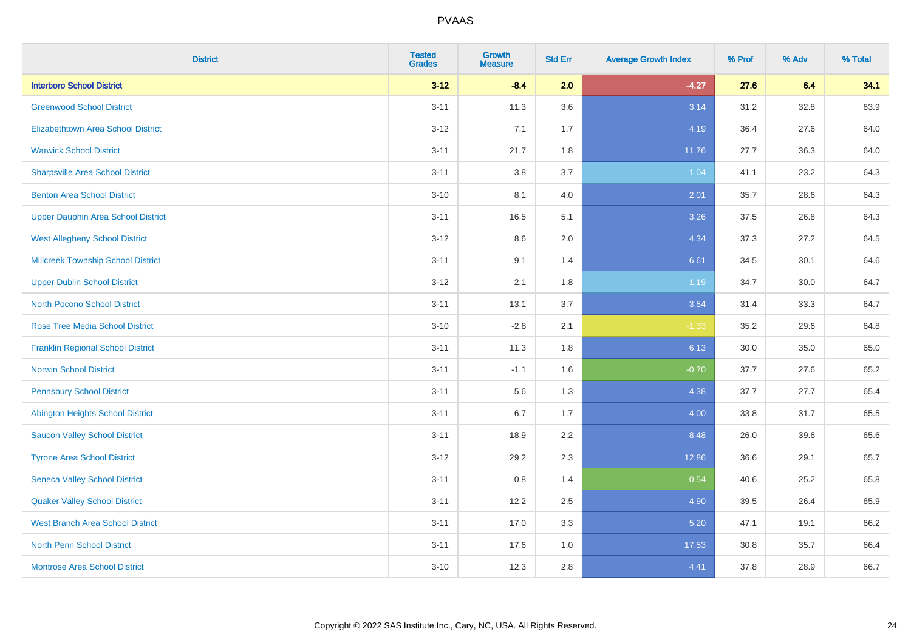PVAAS

| District | Tested Grades | Growth Measure | Std Err | Average Growth Index | % Prof | % Adv | % Total |
|---|---|---|---|---|---|---|---|
| **Interboro School District** | **3-12** | **-8.4** | **2.0** | **-4.27** | **27.6** | **6.4** | **34.1** |
| Greenwood School District | 3-11 | 11.3 | 3.6 | 3.14 | 31.2 | 32.8 | 63.9 |
| Elizabethtown Area School District | 3-12 | 7.1 | 1.7 | 4.19 | 36.4 | 27.6 | 64.0 |
| Warwick School District | 3-11 | 21.7 | 1.8 | 11.76 | 27.7 | 36.3 | 64.0 |
| Sharpsville Area School District | 3-11 | 3.8 | 3.7 | 1.04 | 41.1 | 23.2 | 64.3 |
| Benton Area School District | 3-10 | 8.1 | 4.0 | 2.01 | 35.7 | 28.6 | 64.3 |
| Upper Dauphin Area School District | 3-11 | 16.5 | 5.1 | 3.26 | 37.5 | 26.8 | 64.3 |
| West Allegheny School District | 3-12 | 8.6 | 2.0 | 4.34 | 37.3 | 27.2 | 64.5 |
| Millcreek Township School District | 3-11 | 9.1 | 1.4 | 6.61 | 34.5 | 30.1 | 64.6 |
| Upper Dublin School District | 3-12 | 2.1 | 1.8 | 1.19 | 34.7 | 30.0 | 64.7 |
| North Pocono School District | 3-11 | 13.1 | 3.7 | 3.54 | 31.4 | 33.3 | 64.7 |
| Rose Tree Media School District | 3-10 | -2.8 | 2.1 | -1.33 | 35.2 | 29.6 | 64.8 |
| Franklin Regional School District | 3-11 | 11.3 | 1.8 | 6.13 | 30.0 | 35.0 | 65.0 |
| Norwin School District | 3-11 | -1.1 | 1.6 | -0.70 | 37.7 | 27.6 | 65.2 |
| Pennsbury School District | 3-11 | 5.6 | 1.3 | 4.38 | 37.7 | 27.7 | 65.4 |
| Abington Heights School District | 3-11 | 6.7 | 1.7 | 4.00 | 33.8 | 31.7 | 65.5 |
| Saucon Valley School District | 3-11 | 18.9 | 2.2 | 8.48 | 26.0 | 39.6 | 65.6 |
| Tyrone Area School District | 3-12 | 29.2 | 2.3 | 12.86 | 36.6 | 29.1 | 65.7 |
| Seneca Valley School District | 3-11 | 0.8 | 1.4 | 0.54 | 40.6 | 25.2 | 65.8 |
| Quaker Valley School District | 3-11 | 12.2 | 2.5 | 4.90 | 39.5 | 26.4 | 65.9 |
| West Branch Area School District | 3-11 | 17.0 | 3.3 | 5.20 | 47.1 | 19.1 | 66.2 |
| North Penn School District | 3-11 | 17.6 | 1.0 | 17.53 | 30.8 | 35.7 | 66.4 |
| Montrose Area School District | 3-10 | 12.3 | 2.8 | 4.41 | 37.8 | 28.9 | 66.7 |

Copyright © 2022 SAS Institute Inc., Cary, NC, USA. All Rights Reserved.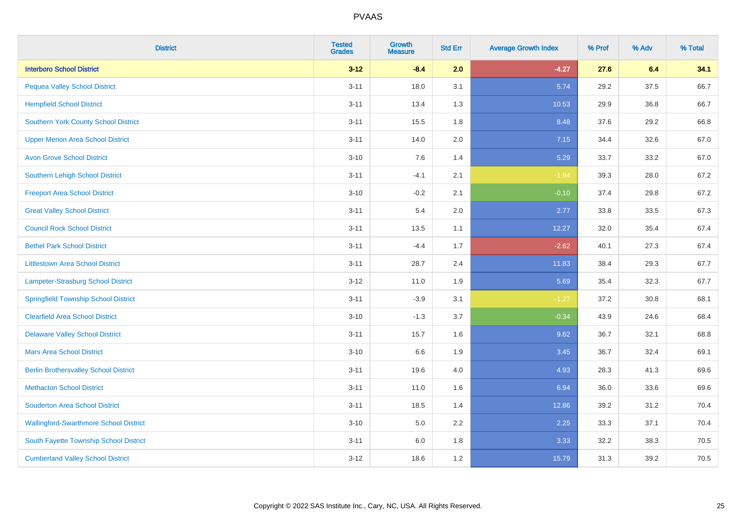| District | Tested Grades | Growth Measure | Std Err | Average Growth Index | % Prof | % Adv | % Total |
|---|---|---|---|---|---|---|---|
| **Interboro School District** | **3-12** | **-8.4** | **2.0** | **-4.27** | **27.6** | **6.4** | **34.1** |
| Pequea Valley School District | 3-11 | 18.0 | 3.1 | 5.74 | 29.2 | 37.5 | 66.7 |
| Hempfield School District | 3-11 | 13.4 | 1.3 | 10.53 | 29.9 | 36.8 | 66.7 |
| Southern York County School District | 3-11 | 15.5 | 1.8 | 8.48 | 37.6 | 29.2 | 66.8 |
| Upper Merion Area School District | 3-11 | 14.0 | 2.0 | 7.15 | 34.4 | 32.6 | 67.0 |
| Avon Grove School District | 3-10 | 7.6 | 1.4 | 5.29 | 33.7 | 33.2 | 67.0 |
| Southern Lehigh School District | 3-11 | -4.1 | 2.1 | -1.94 | 39.3 | 28.0 | 67.2 |
| Freeport Area School District | 3-10 | -0.2 | 2.1 | -0.10 | 37.4 | 29.8 | 67.2 |
| Great Valley School District | 3-11 | 5.4 | 2.0 | 2.77 | 33.8 | 33.5 | 67.3 |
| Council Rock School District | 3-11 | 13.5 | 1.1 | 12.27 | 32.0 | 35.4 | 67.4 |
| Bethel Park School District | 3-11 | -4.4 | 1.7 | -2.62 | 40.1 | 27.3 | 67.4 |
| Littlestown Area School District | 3-11 | 28.7 | 2.4 | 11.83 | 38.4 | 29.3 | 67.7 |
| Lampeter-Strasburg School District | 3-12 | 11.0 | 1.9 | 5.69 | 35.4 | 32.3 | 67.7 |
| Springfield Township School District | 3-11 | -3.9 | 3.1 | -1.27 | 37.2 | 30.8 | 68.1 |
| Clearfield Area School District | 3-10 | -1.3 | 3.7 | -0.34 | 43.9 | 24.6 | 68.4 |
| Delaware Valley School District | 3-11 | 15.7 | 1.6 | 9.62 | 36.7 | 32.1 | 68.8 |
| Mars Area School District | 3-10 | 6.6 | 1.9 | 3.45 | 36.7 | 32.4 | 69.1 |
| Berlin Brothersvalley School District | 3-11 | 19.6 | 4.0 | 4.93 | 28.3 | 41.3 | 69.6 |
| Methacton School District | 3-11 | 11.0 | 1.6 | 6.94 | 36.0 | 33.6 | 69.6 |
| Souderton Area School District | 3-11 | 18.5 | 1.4 | 12.86 | 39.2 | 31.2 | 70.4 |
| Wallingford-Swarthmore School District | 3-10 | 5.0 | 2.2 | 2.25 | 33.3 | 37.1 | 70.4 |
| South Fayette Township School District | 3-11 | 6.0 | 1.8 | 3.33 | 32.2 | 38.3 | 70.5 |
| Cumberland Valley School District | 3-12 | 18.6 | 1.2 | 15.79 | 31.3 | 39.2 | 70.5 |

Copyright © 2022 SAS Institute Inc., Cary, NC, USA. All Rights Reserved.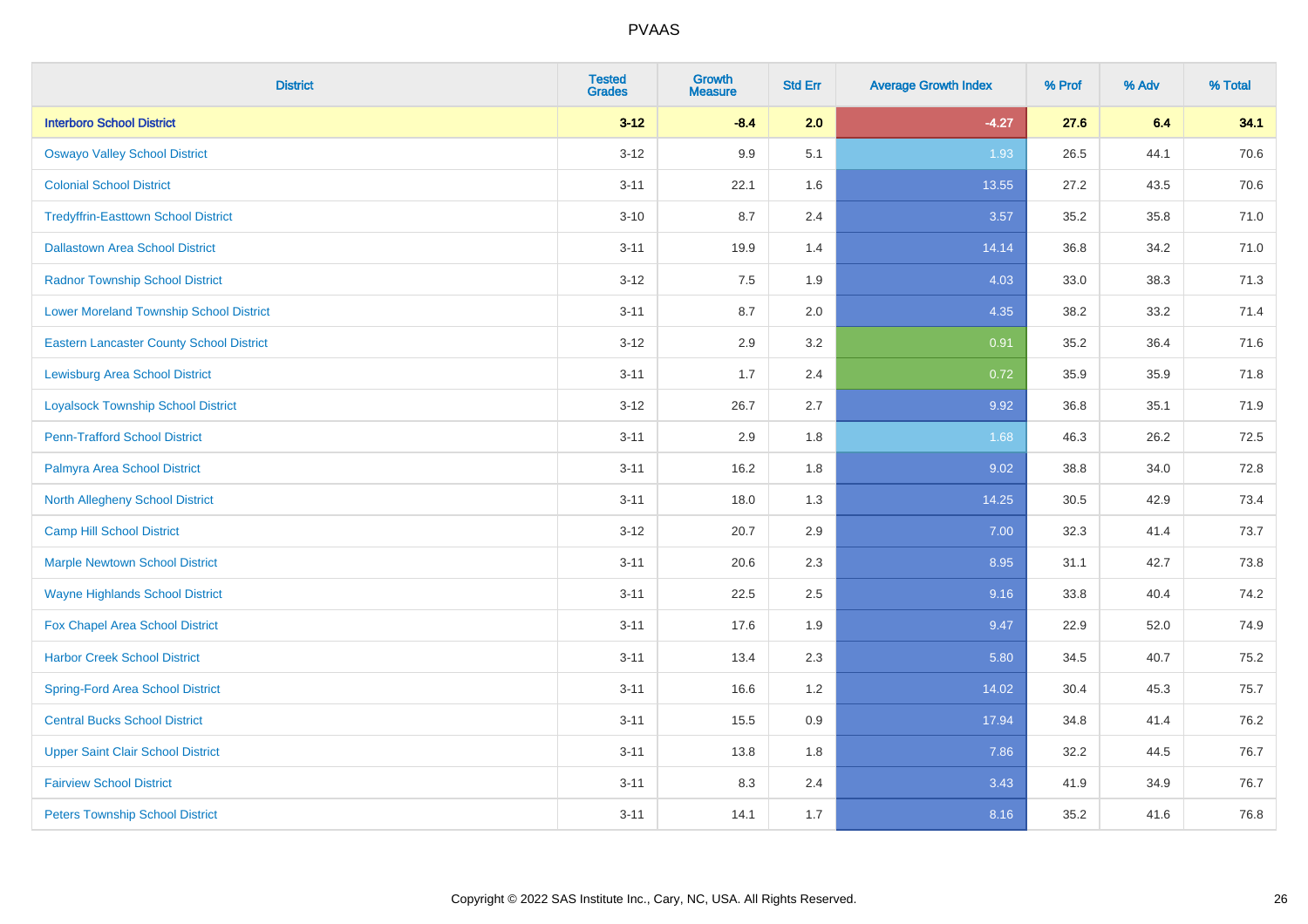| District | Tested Grades | Growth Measure | Std Err | Average Growth Index | % Prof | % Adv | % Total |
|---|---|---|---|---|---|---|---|
| **Interboro School District** | **3-12** | **-8.4** | **2.0** | **-4.27** | **27.6** | **6.4** | **34.1** |
| Oswayo Valley School District | 3-12 | 9.9 | 5.1 | 1.93 | 26.5 | 44.1 | 70.6 |
| Colonial School District | 3-11 | 22.1 | 1.6 | 13.55 | 27.2 | 43.5 | 70.6 |
| Tredyffrin-Easttown School District | 3-10 | 8.7 | 2.4 | 3.57 | 35.2 | 35.8 | 71.0 |
| Dallastown Area School District | 3-11 | 19.9 | 1.4 | 14.14 | 36.8 | 34.2 | 71.0 |
| Radnor Township School District | 3-12 | 7.5 | 1.9 | 4.03 | 33.0 | 38.3 | 71.3 |
| Lower Moreland Township School District | 3-11 | 8.7 | 2.0 | 4.35 | 38.2 | 33.2 | 71.4 |
| Eastern Lancaster County School District | 3-12 | 2.9 | 3.2 | 0.91 | 35.2 | 36.4 | 71.6 |
| Lewisburg Area School District | 3-11 | 1.7 | 2.4 | 0.72 | 35.9 | 35.9 | 71.8 |
| Loyalsock Township School District | 3-12 | 26.7 | 2.7 | 9.92 | 36.8 | 35.1 | 71.9 |
| Penn-Trafford School District | 3-11 | 2.9 | 1.8 | 1.68 | 46.3 | 26.2 | 72.5 |
| Palmyra Area School District | 3-11 | 16.2 | 1.8 | 9.02 | 38.8 | 34.0 | 72.8 |
| North Allegheny School District | 3-11 | 18.0 | 1.3 | 14.25 | 30.5 | 42.9 | 73.4 |
| Camp Hill School District | 3-12 | 20.7 | 2.9 | 7.00 | 32.3 | 41.4 | 73.7 |
| Marple Newtown School District | 3-11 | 20.6 | 2.3 | 8.95 | 31.1 | 42.7 | 73.8 |
| Wayne Highlands School District | 3-11 | 22.5 | 2.5 | 9.16 | 33.8 | 40.4 | 74.2 |
| Fox Chapel Area School District | 3-11 | 17.6 | 1.9 | 9.47 | 22.9 | 52.0 | 74.9 |
| Harbor Creek School District | 3-11 | 13.4 | 2.3 | 5.80 | 34.5 | 40.7 | 75.2 |
| Spring-Ford Area School District | 3-11 | 16.6 | 1.2 | 14.02 | 30.4 | 45.3 | 75.7 |
| Central Bucks School District | 3-11 | 15.5 | 0.9 | 17.94 | 34.8 | 41.4 | 76.2 |
| Upper Saint Clair School District | 3-11 | 13.8 | 1.8 | 7.86 | 32.2 | 44.5 | 76.7 |
| Fairview School District | 3-11 | 8.3 | 2.4 | 3.43 | 41.9 | 34.9 | 76.7 |
| Peters Township School District | 3-11 | 14.1 | 1.7 | 8.16 | 35.2 | 41.6 | 76.8 |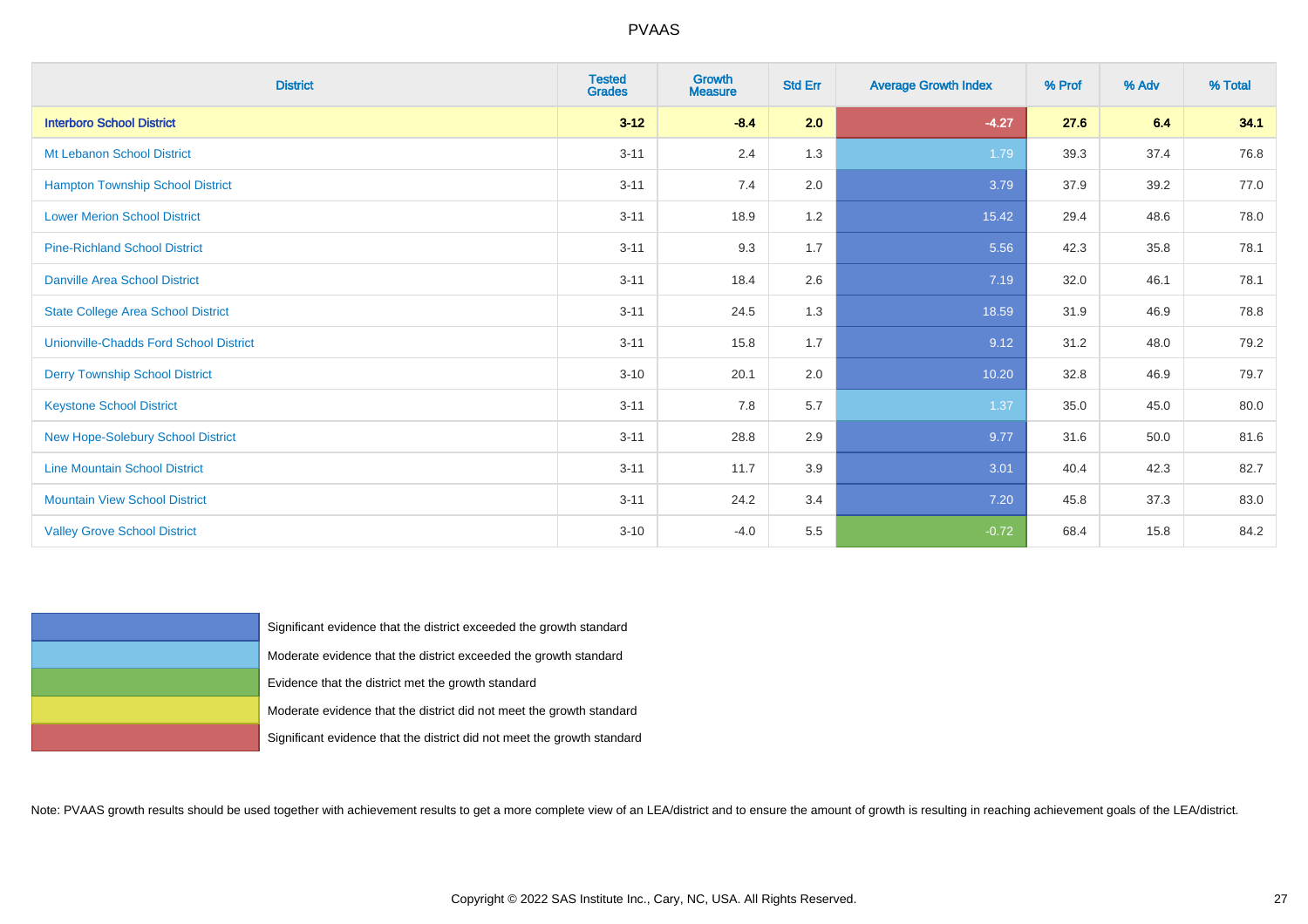# PVAAS

| District | Tested Grades | Growth Measure | Std Err | Average Growth Index | % Prof | % Adv | % Total |
|---|---|---|---|---|---|---|---|
| **Interboro School District** | **3-12** | **-8.4** | **2.0** | **-4.27** | **27.6** | **6.4** | **34.1** |
| Mt Lebanon School District | 3-11 | 2.4 | 1.3 | 1.79 | 39.3 | 37.4 | 76.8 |
| Hampton Township School District | 3-11 | 7.4 | 2.0 | 3.79 | 37.9 | 39.2 | 77.0 |
| Lower Merion School District | 3-11 | 18.9 | 1.2 | 15.42 | 29.4 | 48.6 | 78.0 |
| Pine-Richland School District | 3-11 | 9.3 | 1.7 | 5.56 | 42.3 | 35.8 | 78.1 |
| Danville Area School District | 3-11 | 18.4 | 2.6 | 7.19 | 32.0 | 46.1 | 78.1 |
| State College Area School District | 3-11 | 24.5 | 1.3 | 18.59 | 31.9 | 46.9 | 78.8 |
| Unionville-Chadds Ford School District | 3-11 | 15.8 | 1.7 | 9.12 | 31.2 | 48.0 | 79.2 |
| Derry Township School District | 3-10 | 20.1 | 2.0 | 10.20 | 32.8 | 46.9 | 79.7 |
| Keystone School District | 3-11 | 7.8 | 5.7 | 1.37 | 35.0 | 45.0 | 80.0 |
| New Hope-Solebury School District | 3-11 | 28.8 | 2.9 | 9.77 | 31.6 | 50.0 | 81.6 |
| Line Mountain School District | 3-11 | 11.7 | 3.9 | 3.01 | 40.4 | 42.3 | 82.7 |
| Mountain View School District | 3-11 | 24.2 | 3.4 | 7.20 | 45.8 | 37.3 | 83.0 |
| Valley Grove School District | 3-10 | -4.0 | 5.5 | -0.72 | 68.4 | 15.8 | 84.2 |

Significant evidence that the district exceeded the growth standard

Moderate evidence that the district exceeded the growth standard

Evidence that the district met the growth standard

Moderate evidence that the district did not meet the growth standard

Significant evidence that the district did not meet the growth standard

Note: PVAAS growth results should be used together with achievement results to get a more complete view of an LEA/district and to ensure the amount of growth is resulting in reaching achievement goals of the LEA/district.

Copyright © 2022 SAS Institute Inc., Cary, NC, USA. All Rights Reserved.